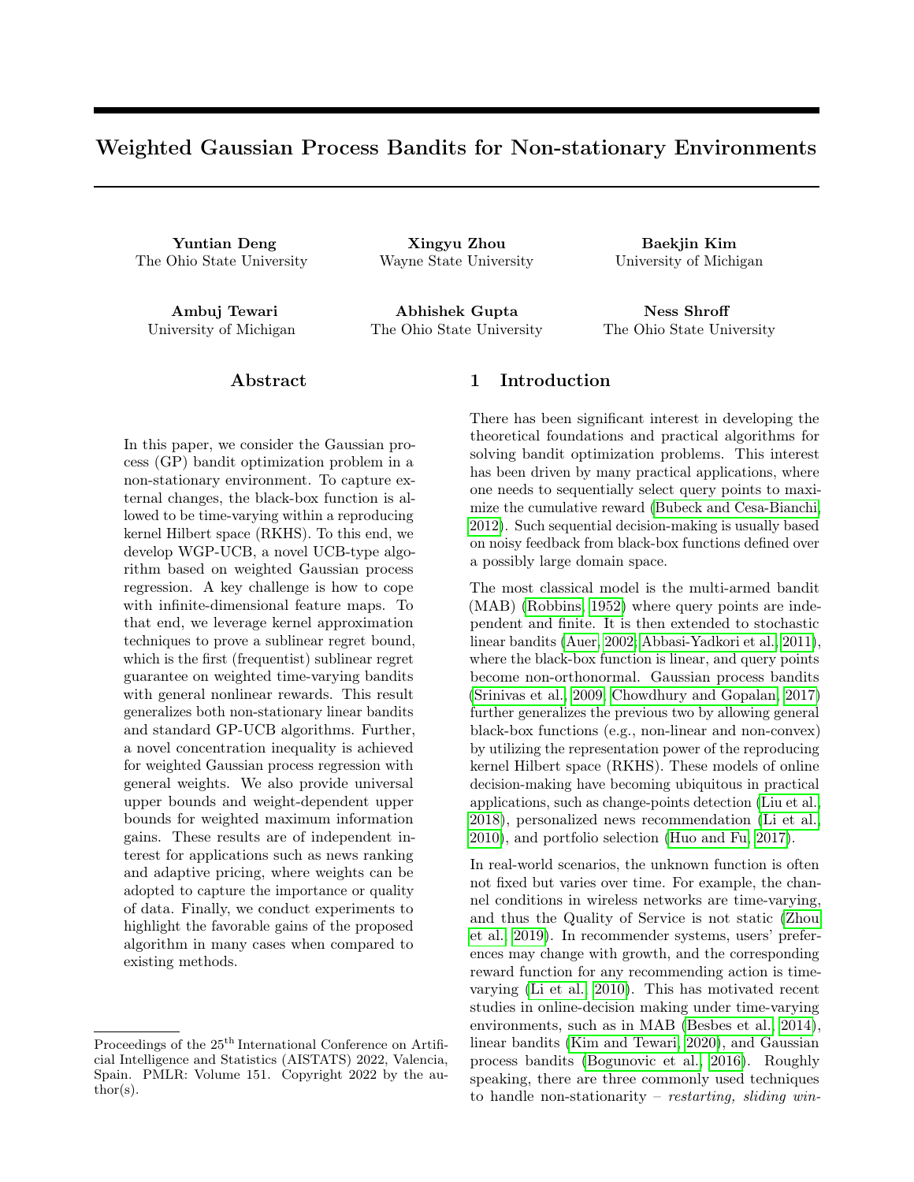# Weighted Gaussian Process Bandits for Non-stationary Environments

**Yuntian Deng**
The Ohio State University

**Xingyu Zhou**
Wayne State University

**Baekjin Kim**
University of Michigan

**Ambuj Tewari**
University of Michigan

**Abhishek Gupta**
The Ohio State University

**Ness Shroff**
The Ohio State University

## Abstract

In this paper, we consider the Gaussian process (GP) bandit optimization problem in a non-stationary environment. To capture external changes, the black-box function is allowed to be time-varying within a reproducing kernel Hilbert space (RKHS). To this end, we develop WGP-UCB, a novel UCB-type algorithm based on weighted Gaussian process regression. A key challenge is how to cope with infinite-dimensional feature maps. To that end, we leverage kernel approximation techniques to prove a sublinear regret bound, which is the first (frequentist) sublinear regret guarantee on weighted time-varying bandits with general nonlinear rewards. This result generalizes both non-stationary linear bandits and standard GP-UCB algorithms. Further, a novel concentration inequality is achieved for weighted Gaussian process regression with general weights. We also provide universal upper bounds and weight-dependent upper bounds for weighted maximum information gains. These results are of independent interest for applications such as news ranking and adaptive pricing, where weights can be adopted to capture the importance or quality of data. Finally, we conduct experiments to highlight the favorable gains of the proposed algorithm in many cases when compared to existing methods.

## 1 Introduction

There has been significant interest in developing the theoretical foundations and practical algorithms for solving bandit optimization problems. This interest has been driven by many practical applications, where one needs to sequentially select query points to maximize the cumulative reward (Bubeck and Cesa-Bianchi, 2012). Such sequential decision-making is usually based on noisy feedback from black-box functions defined over a possibly large domain space.

The most classical model is the multi-armed bandit (MAB) (Robbins, 1952) where query points are independent and finite. It is then extended to stochastic linear bandits (Auer, 2002; Abbasi-Yadkori et al., 2011), where the black-box function is linear, and query points become non-orthonormal. Gaussian process bandits (Srinivas et al., 2009; Chowdhury and Gopalan, 2017) further generalizes the previous two by allowing general black-box functions (e.g., non-linear and non-convex) by utilizing the representation power of the reproducing kernel Hilbert space (RKHS). These models of online decision-making have becoming ubiquitous in practical applications, such as change-points detection (Liu et al., 2018), personalized news recommendation (Li et al., 2010), and portfolio selection (Huo and Fu, 2017).

In real-world scenarios, the unknown function is often not fixed but varies over time. For example, the channel conditions in wireless networks are time-varying, and thus the Quality of Service is not static (Zhou et al., 2019). In recommender systems, users' preferences may change with growth, and the corresponding reward function for any recommending action is time-varying (Li et al., 2010). This has motivated recent studies in online-decision making under time-varying environments, such as in MAB (Besbes et al., 2014), linear bandits (Kim and Tewari, 2020), and Gaussian process bandits (Bogunovic et al., 2016). Roughly speaking, there are three commonly used techniques to handle non-stationarity – *restarting, sliding win-*

Proceedings of the 25[th] International Conference on Artificial Intelligence and Statistics (AISTATS) 2022, Valencia, Spain. PMLR: Volume 151. Copyright 2022 by the author(s).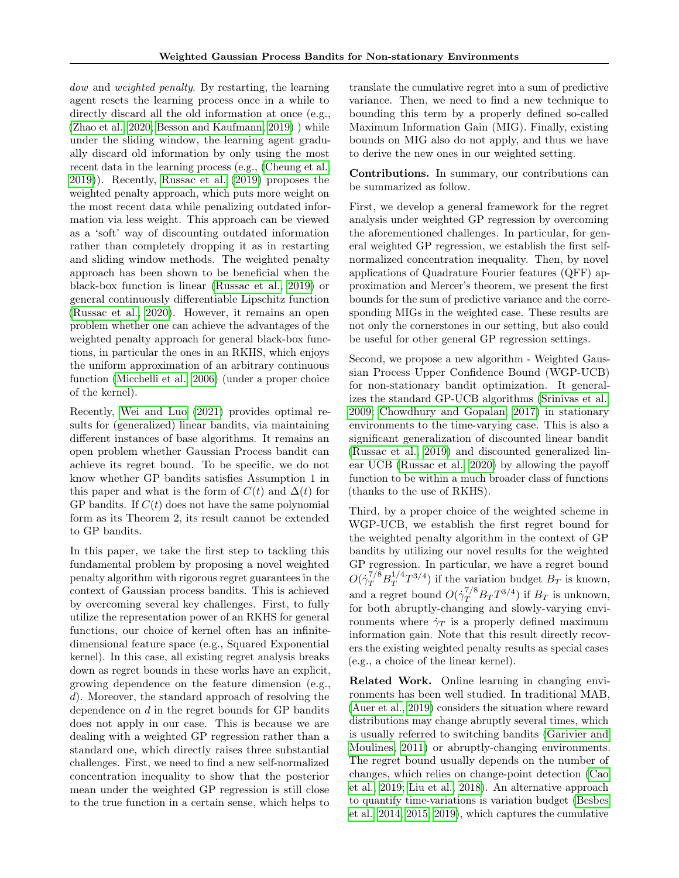*dow* and *weighted penalty*. By restarting, the learning agent resets the learning process once in a while to directly discard all the old information at once (e.g., (Zhao et al., 2020; Besson and Kaufmann, 2019) ) while under the sliding window, the learning agent gradually discard old information by only using the most recent data in the learning process (e.g., (Cheung et al., 2019)). Recently, Russac et al. (2019) proposes the weighted penalty approach, which puts more weight on the most recent data while penalizing outdated information via less weight. This approach can be viewed as a 'soft' way of discounting outdated information rather than completely dropping it as in restarting and sliding window methods. The weighted penalty approach has been shown to be beneficial when the black-box function is linear (Russac et al., 2019) or general continuously differentiable Lipschitz function (Russac et al., 2020). However, it remains an open problem whether one can achieve the advantages of the weighted penalty approach for general black-box functions, in particular the ones in an RKHS, which enjoys the uniform approximation of an arbitrary continuous function (Micchelli et al., 2006) (under a proper choice of the kernel).

Recently, Wei and Luo (2021) provides optimal results for (generalized) linear bandits, via maintaining different instances of base algorithms. It remains an open problem whether Gaussian Process bandit can achieve its regret bound. To be specific, we do not know whether GP bandits satisfies Assumption 1 in this paper and what is the form of $C(t)$ and $\Delta(t)$ for GP bandits. If $C(t)$ does not have the same polynomial form as its Theorem 2, its result cannot be extended to GP bandits.

In this paper, we take the first step to tackling this fundamental problem by proposing a novel weighted penalty algorithm with rigorous regret guarantees in the context of Gaussian process bandits. This is achieved by overcoming several key challenges. First, to fully utilize the representation power of an RKHS for general functions, our choice of kernel often has an infinite-dimensional feature space (e.g., Squared Exponential kernel). In this case, all existing regret analysis breaks down as regret bounds in these works have an explicit, growing dependence on the feature dimension (e.g., $d$). Moreover, the standard approach of resolving the dependence on $d$ in the regret bounds for GP bandits does not apply in our case. This is because we are dealing with a weighted GP regression rather than a standard one, which directly raises three substantial challenges. First, we need to find a new self-normalized concentration inequality to show that the posterior mean under the weighted GP regression is still close to the true function in a certain sense, which helps to translate the cumulative regret into a sum of predictive variance. Then, we need to find a new technique to bounding this term by a properly defined so-called Maximum Information Gain (MIG). Finally, existing bounds on MIG also do not apply, and thus we have to derive the new ones in our weighted setting.

**Contributions.** In summary, our contributions can be summarized as follow.

First, we develop a general framework for the regret analysis under weighted GP regression by overcoming the aforementioned challenges. In particular, for general weighted GP regression, we establish the first self-normalized concentration inequality. Then, by novel applications of Quadrature Fourier features (QFF) approximation and Mercer's theorem, we present the first bounds for the sum of predictive variance and the corresponding MIGs in the weighted case. These results are not only the cornerstones in our setting, but also could be useful for other general GP regression settings.

Second, we propose a new algorithm - Weighted Gaussian Process Upper Confidence Bound (WGP-UCB) for non-stationary bandit optimization. It generalizes the standard GP-UCB algorithms (Srinivas et al., 2009; Chowdhury and Gopalan, 2017) in stationary environments to the time-varying case. This is also a significant generalization of discounted linear bandit (Russac et al., 2019) and discounted generalized linear UCB (Russac et al., 2020) by allowing the payoff function to be within a much broader class of functions (thanks to the use of RKHS).

Third, by a proper choice of the weighted scheme in WGP-UCB, we establish the first regret bound for the weighted penalty algorithm in the context of GP bandits by utilizing our novel results for the weighted GP regression. In particular, we have a regret bound $O(\dot{\gamma}_T^{7/8} B_T^{1/4} T^{3/4})$ if the variation budget $B_T$ is known, and a regret bound $O(\dot{\gamma}_T^{7/8} B_T T^{3/4})$ if $B_T$ is unknown, for both abruptly-changing and slowly-varying environments where $\dot{\gamma}_T$ is a properly defined maximum information gain. Note that this result directly recovers the existing weighted penalty results as special cases (e.g., a choice of the linear kernel).

**Related Work.** Online learning in changing environments has been well studied. In traditional MAB, (Auer et al., 2019) considers the situation where reward distributions may change abruptly several times, which is usually referred to switching bandits (Garivier and Moulines, 2011) or abruptly-changing environments. The regret bound usually depends on the number of changes, which relies on change-point detection (Cao et al., 2019; Liu et al., 2018). An alternative approach to quantify time-variations is variation budget (Besbes et al., 2014, 2015, 2019), which captures the cumulative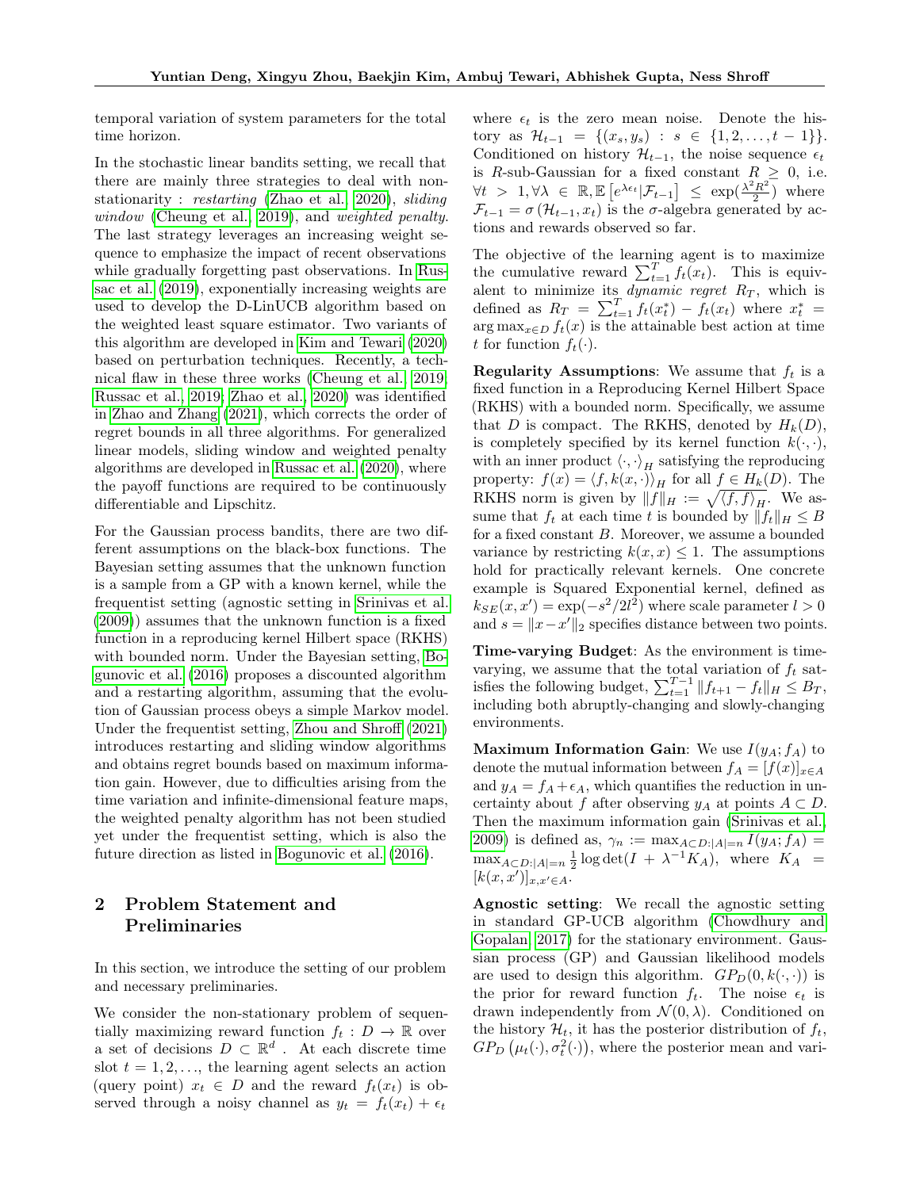temporal variation of system parameters for the total time horizon.

In the stochastic linear bandits setting, we recall that there are mainly three strategies to deal with non-stationarity : *restarting* (Zhao et al., 2020), *sliding window* (Cheung et al., 2019), and *weighted penalty*. The last strategy leverages an increasing weight sequence to emphasize the impact of recent observations while gradually forgetting past observations. In Russac et al. (2019), exponentially increasing weights are used to develop the D-LinUCB algorithm based on the weighted least square estimator. Two variants of this algorithm are developed in Kim and Tewari (2020) based on perturbation techniques. Recently, a technical flaw in these three works (Cheung et al., 2019; Russac et al., 2019; Zhao et al., 2020) was identified in Zhao and Zhang (2021), which corrects the order of regret bounds in all three algorithms. For generalized linear models, sliding window and weighted penalty algorithms are developed in Russac et al. (2020), where the payoff functions are required to be continuously differentiable and Lipschitz.

For the Gaussian process bandits, there are two different assumptions on the black-box functions. The Bayesian setting assumes that the unknown function is a sample from a GP with a known kernel, while the frequentist setting (agnostic setting in Srinivas et al. (2009)) assumes that the unknown function is a fixed function in a reproducing kernel Hilbert space (RKHS) with bounded norm. Under the Bayesian setting, Bogunovic et al. (2016) proposes a discounted algorithm and a restarting algorithm, assuming that the evolution of Gaussian process obeys a simple Markov model. Under the frequentist setting, Zhou and Shroff (2021) introduces restarting and sliding window algorithms and obtains regret bounds based on maximum information gain. However, due to difficulties arising from the time variation and infinite-dimensional feature maps, the weighted penalty algorithm has not been studied yet under the frequentist setting, which is also the future direction as listed in Bogunovic et al. (2016).

## 2 Problem Statement and Preliminaries

In this section, we introduce the setting of our problem and necessary preliminaries.

We consider the non-stationary problem of sequentially maximizing reward function $f_t : D \to \mathbb{R}$ over a set of decisions $D \subset \mathbb{R}^d$ . At each discrete time slot $t = 1, 2, \ldots$, the learning agent selects an action (query point) $x_t \in D$ and the reward $f_t(x_t)$ is observed through a noisy channel as $y_t = f_t(x_t) + \epsilon_t$ where $\epsilon_t$ is the zero mean noise. Denote the history as $\mathcal{H}_{t-1} = \{(x_s, y_s) : s \in \{1, 2, \ldots, t-1\}\}$. Conditioned on history $\mathcal{H}_{t-1}$, the noise sequence $\epsilon_t$ is $R$-sub-Gaussian for a fixed constant $R \geq 0$, i.e. $\forall t > 1, \forall \lambda \in \mathbb{R}, \mathbb{E}\left[e^{\lambda \epsilon_t} | \mathcal{F}_{t-1}\right] \leq \exp(\frac{\lambda^2 R^2}{2})$ where $\mathcal{F}_{t-1} = \sigma\left(\mathcal{H}_{t-1}, x_t\right)$ is the $\sigma$-algebra generated by actions and rewards observed so far.

The objective of the learning agent is to maximize the cumulative reward $\sum_{t=1}^{T} f_t(x_t)$. This is equivalent to minimize its *dynamic regret* $R_T$, which is defined as $R_T = \sum_{t=1}^{T} f_t(x_t^*) - f_t(x_t)$ where $x_t^* = \arg\max_{x \in D} f_t(x)$ is the attainable best action at time $t$ for function $f_t(\cdot)$.

**Regularity Assumptions**: We assume that $f_t$ is a fixed function in a Reproducing Kernel Hilbert Space (RKHS) with a bounded norm. Specifically, we assume that $D$ is compact. The RKHS, denoted by $H_k(D)$, is completely specified by its kernel function $k(\cdot, \cdot)$, with an inner product $\langle \cdot, \cdot \rangle_H$ satisfying the reproducing property: $f(x) = \langle f, k(x, \cdot) \rangle_H$ for all $f \in H_k(D)$. The RKHS norm is given by $\|f\|_H := \sqrt{\langle f, f \rangle_H}$. We assume that $f_t$ at each time $t$ is bounded by $\|f_t\|_H \leq B$ for a fixed constant $B$. Moreover, we assume a bounded variance by restricting $k(x, x) \leq 1$. The assumptions hold for practically relevant kernels. One concrete example is Squared Exponential kernel, defined as $k_{SE}(x, x') = \exp(-s^2/2l^2)$ where scale parameter $l > 0$ and $s = \|x - x'\|_2$ specifies distance between two points.

**Time-varying Budget**: As the environment is time-varying, we assume that the total variation of $f_t$ satisfies the following budget, $\sum_{t=1}^{T-1} \|f_{t+1} - f_t\|_H \leq B_T$, including both abruptly-changing and slowly-changing environments.

**Maximum Information Gain**: We use $I(y_A; f_A)$ to denote the mutual information between $f_A = [f(x)]_{x \in A}$ and $y_A = f_A + \epsilon_A$, which quantifies the reduction in uncertainty about $f$ after observing $y_A$ at points $A \subset D$. Then the maximum information gain (Srinivas et al., 2009) is defined as, $\gamma_n := \max_{A \subset D : |A| = n} I(y_A; f_A) = \max_{A \subset D : |A| = n} \frac{1}{2} \log\det(I + \lambda^{-1} K_A)$, where $K_A = [k(x, x')]_{x, x' \in A}$.

**Agnostic setting**: We recall the agnostic setting in standard GP-UCB algorithm (Chowdhury and Gopalan, 2017) for the stationary environment. Gaussian process (GP) and Gaussian likelihood models are used to design this algorithm. $GP_D(0, k(\cdot, \cdot))$ is the prior for reward function $f_t$. The noise $\epsilon_t$ is drawn independently from $\mathcal{N}(0, \lambda)$. Conditioned on the history $\mathcal{H}_t$, it has the posterior distribution of $f_t$, $GP_D\left(\mu_t(\cdot), \sigma_t^2(\cdot)\right)$, where the posterior mean and vari-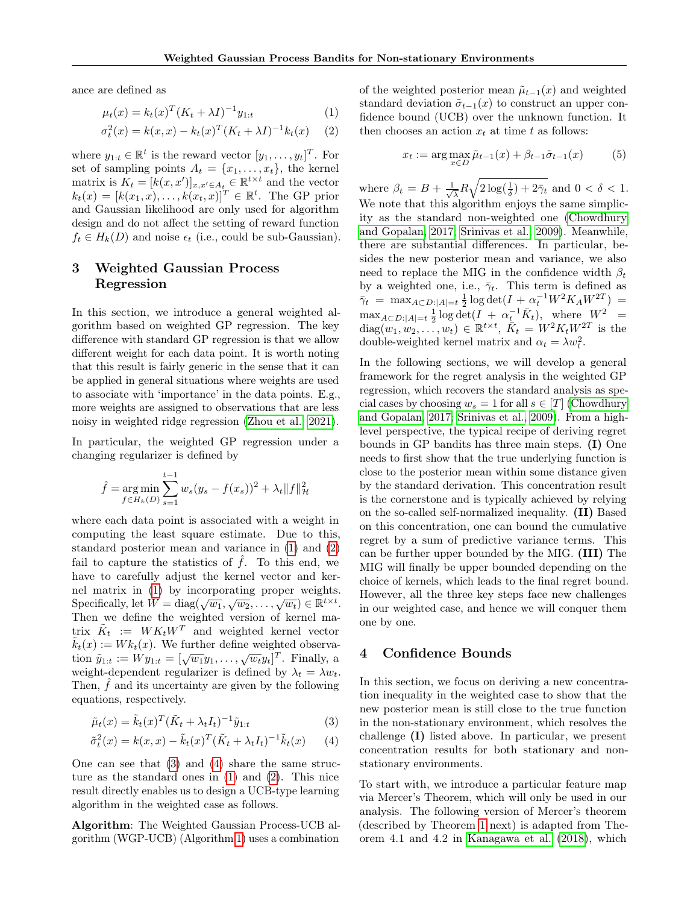ance are defined as

$$\mu_t(x) = k_t(x)^T(K_t + \lambda I)^{-1} y_{1:t} \tag{1}$$

$$\sigma_t^2(x) = k(x,x) - k_t(x)^T(K_t + \lambda I)^{-1} k_t(x) \tag{2}$$

where $y_{1:t} \in \mathbb{R}^t$ is the reward vector $[y_1, \ldots, y_t]^T$. For set of sampling points $A_t = \{x_1, \ldots, x_t\}$, the kernel matrix is $K_t = [k(x,x')]_{x,x' \in A_t} \in \mathbb{R}^{t \times t}$ and the vector $k_t(x) = [k(x_1,x), \ldots, k(x_t,x)]^T \in \mathbb{R}^t$. The GP prior and Gaussian likelihood are only used for algorithm design and do not affect the setting of reward function $f_t \in H_k(D)$ and noise $\epsilon_t$ (i.e., could be sub-Gaussian).

## 3 Weighted Gaussian Process Regression

In this section, we introduce a general weighted algorithm based on weighted GP regression. The key difference with standard GP regression is that we allow different weight for each data point. It is worth noting that this result is fairly generic in the sense that it can be applied in general situations where weights are used to associate with 'importance' in the data points. E.g., more weights are assigned to observations that are less noisy in weighted ridge regression (Zhou et al., 2021).

In particular, the weighted GP regression under a changing regularizer is defined by

$$\hat{f} = \underset{f \in H_k(D)}{\arg\min} \sum_{s=1}^{t-1} w_s (y_s - f(x_s))^2 + \lambda_t \|f\|_{\mathcal{H}}^2$$

where each data point is associated with a weight in computing the least square estimate. Due to this, standard posterior mean and variance in (1) and (2) fail to capture the statistics of $\hat{f}$. To this end, we have to carefully adjust the kernel vector and kernel matrix in (1) by incorporating proper weights. Specifically, let $W = \text{diag}(\sqrt{w_1}, \sqrt{w_2}, \ldots, \sqrt{w_t}) \in \mathbb{R}^{t \times t}$. Then we define the weighted version of kernel matrix $\tilde{K}_t := W K_t W^T$ and weighted kernel vector $\tilde{k}_t(x) := W k_t(x)$. We further define weighted observation $\tilde{y}_{1:t} := W y_{1:t} = [\sqrt{w_1} y_1, \ldots, \sqrt{w_t} y_t]^T$. Finally, a weight-dependent regularizer is defined by $\lambda_t = \lambda w_t$. Then, $\hat{f}$ and its uncertainty are given by the following equations, respectively.

$$\tilde{\mu}_t(x) = \tilde{k}_t(x)^T(\tilde{K}_t + \lambda_t I_t)^{-1} \tilde{y}_{1:t} \tag{3}$$

$$\tilde{\sigma}_t^2(x) = k(x,x) - \tilde{k}_t(x)^T(\tilde{K}_t + \lambda_t I_t)^{-1} \tilde{k}_t(x) \tag{4}$$

One can see that (3) and (4) share the same structure as the standard ones in (1) and (2). This nice result directly enables us to design a UCB-type learning algorithm in the weighted case as follows.

**Algorithm**: The Weighted Gaussian Process-UCB algorithm (WGP-UCB) (Algorithm 1) uses a combination of the weighted posterior mean $\tilde{\mu}_{t-1}(x)$ and weighted standard deviation $\tilde{\sigma}_{t-1}(x)$ to construct an upper confidence bound (UCB) over the unknown function. It then chooses an action $x_t$ at time $t$ as follows:

$$x_t := \arg\max_{x \in D} \tilde{\mu}_{t-1}(x) + \beta_{t-1} \tilde{\sigma}_{t-1}(x) \tag{5}$$

where $\beta_t = B + \frac{1}{\sqrt{\lambda}} R \sqrt{2\log(\frac{1}{\delta}) + 2\bar{\gamma}_t}$ and $0 < \delta < 1$. We note that this algorithm enjoys the same simplicity as the standard non-weighted one (Chowdhury and Gopalan, 2017; Srinivas et al., 2009). Meanwhile, there are substantial differences. In particular, besides the new posterior mean and variance, we also need to replace the MIG in the confidence width $\beta_t$ by a weighted one, i.e., $\bar{\gamma}_t$. This term is defined as $\bar{\gamma}_t = \max_{A \subset D: |A| = t} \frac{1}{2} \log\det(I + \alpha_t^{-1} W^2 K_A W^{2T}) = \max_{A \subset D: |A| = t} \frac{1}{2} \log\det(I + \alpha_t^{-1} \bar{K}_t)$, where $W^2 = \text{diag}(w_1, w_2, \ldots, w_t) \in \mathbb{R}^{t \times t}$, $\bar{K}_t = W^2 K_t W^{2T}$ is the double-weighted kernel matrix and $\alpha_t = \lambda w_t^2$.

In the following sections, we will develop a general framework for the regret analysis in the weighted GP regression, which recovers the standard analysis as special cases by choosing $w_s = 1$ for all $s \in [T]$ (Chowdhury and Gopalan, 2017; Srinivas et al., 2009). From a high-level perspective, the typical recipe of deriving regret bounds in GP bandits has three main steps. **(I)** One needs to first show that the true underlying function is close to the posterior mean within some distance given by the standard derivation. This concentration result is the cornerstone and is typically achieved by relying on the so-called self-normalized inequality. **(II)** Based on this concentration, one can bound the cumulative regret by a sum of predictive variance terms. This can be further upper bounded by the MIG. **(III)** The MIG will finally be upper bounded depending on the choice of kernels, which leads to the final regret bound. However, all the three key steps face new challenges in our weighted case, and hence we will conquer them one by one.

## 4 Confidence Bounds

In this section, we focus on deriving a new concentration inequality in the weighted case to show that the new posterior mean is still close to the true function in the non-stationary environment, which resolves the challenge **(I)** listed above. In particular, we present concentration results for both stationary and non-stationary environments.

To start with, we introduce a particular feature map via Mercer's Theorem, which will only be used in our analysis. The following version of Mercer's theorem (described by Theorem 1 next) is adapted from Theorem 4.1 and 4.2 in Kanagawa et al. (2018), which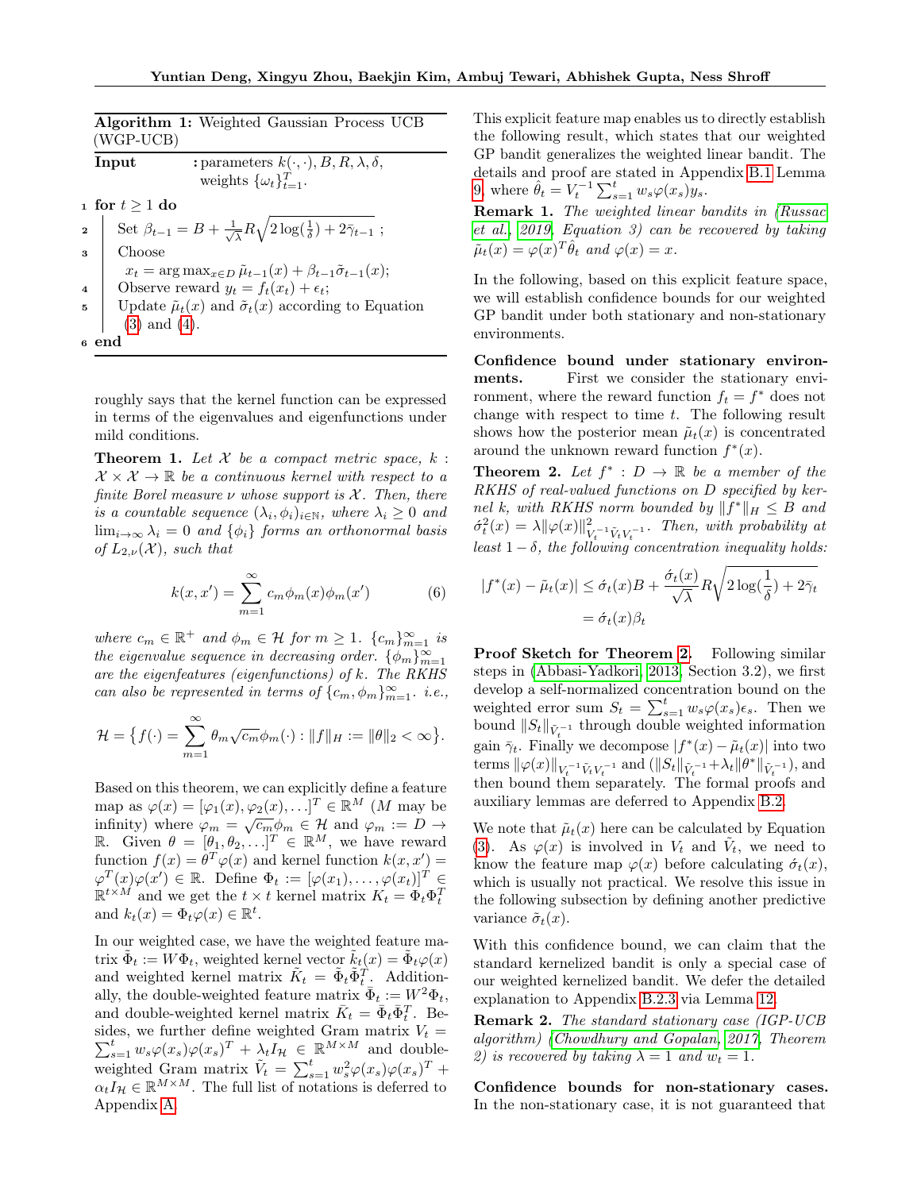**Algorithm 1:** Weighted Gaussian Process UCB (WGP-UCB)

**Input** : parameters $k(\cdot,\cdot), B, R, \lambda, \delta$, weights $\{\omega_t\}_{t=1}^T$.

1. **for** $t \geq 1$ **do**
2. Set $\beta_{t-1} = B + \frac{1}{\sqrt{\lambda}} R\sqrt{2\log(\frac{1}{\delta}) + 2\bar{\gamma}_{t-1}}$ ;
3. Choose $x_t = \arg\max_{x\in D} \tilde{\mu}_{t-1}(x) + \beta_{t-1}\tilde{\sigma}_{t-1}(x)$;
4. Observe reward $y_t = f_t(x_t) + \epsilon_t$;
5. Update $\tilde{\mu}_t(x)$ and $\tilde{\sigma}_t(x)$ according to Equation (3) and (4).
6. **end**

roughly says that the kernel function can be expressed in terms of the eigenvalues and eigenfunctions under mild conditions.

**Theorem 1.** *Let $\mathcal{X}$ be a compact metric space, $k : \mathcal{X}\times\mathcal{X} \to \mathbb{R}$ be a continuous kernel with respect to a finite Borel measure $\nu$ whose support is $\mathcal{X}$. Then, there is a countable sequence $(\lambda_i, \phi_i)_{i\in\mathbb{N}}$, where $\lambda_i \geq 0$ and $\lim_{i\to\infty}\lambda_i = 0$ and $\{\phi_i\}$ forms an orthonormal basis of $L_{2,\nu}(\mathcal{X})$, such that*

$$k(x, x') = \sum_{m=1}^{\infty} c_m \phi_m(x)\phi_m(x') \tag{6}$$

*where $c_m \in \mathbb{R}^+$ and $\phi_m \in \mathcal{H}$ for $m \geq 1$. $\{c_m\}_{m=1}^{\infty}$ is the eigenvalue sequence in decreasing order. $\{\phi_m\}_{m=1}^{\infty}$ are the eigenfeatures (eigenfunctions) of $k$. The RKHS can also be represented in terms of $\{c_m, \phi_m\}_{m=1}^{\infty}$. i.e.,*

$$\mathcal{H} = \big\{f(\cdot) = \sum_{m=1}^{\infty} \theta_m\sqrt{c_m}\phi_m(\cdot) : \|f\|_H := \|\theta\|_2 < \infty\big\}.$$

Based on this theorem, we can explicitly define a feature map as $\varphi(x) = [\varphi_1(x), \varphi_2(x), \ldots]^T \in \mathbb{R}^M$ ($M$ may be infinity) where $\varphi_m = \sqrt{c_m}\phi_m \in \mathcal{H}$ and $\varphi_m := D \to \mathbb{R}$. Given $\theta = [\theta_1, \theta_2, \ldots]^T \in \mathbb{R}^M$, we have reward function $f(x) = \theta^T\varphi(x)$ and kernel function $k(x, x') = \varphi^T(x)\varphi(x') \in \mathbb{R}$. Define $\Phi_t := [\varphi(x_1), \ldots, \varphi(x_t)]^T \in \mathbb{R}^{t\times M}$ and we get the $t\times t$ kernel matrix $K_t = \Phi_t\Phi_t^T$ and $k_t(x) = \Phi_t\varphi(x) \in \mathbb{R}^t$.

In our weighted case, we have the weighted feature matrix $\tilde{\Phi}_t := W\Phi_t$, weighted kernel vector $\tilde{k}_t(x) = \tilde{\Phi}_t\varphi(x)$ and weighted kernel matrix $\tilde{K}_t = \tilde{\Phi}_t\tilde{\Phi}_t^T$. Additionally, the double-weighted feature matrix $\bar{\Phi}_t := W^2\Phi_t$, and double-weighted kernel matrix $\bar{K}_t = \bar{\Phi}_t\bar{\Phi}_t^T$. Besides, we further define weighted Gram matrix $V_t = \sum_{s=1}^t w_s\varphi(x_s)\varphi(x_s)^T + \lambda_t I_{\mathcal{H}} \in \mathbb{R}^{M\times M}$ and double-weighted Gram matrix $\tilde{V}_t = \sum_{s=1}^t w_s^2\varphi(x_s)\varphi(x_s)^T + \alpha_t I_{\mathcal{H}} \in \mathbb{R}^{M\times M}$. The full list of notations is deferred to Appendix A.

This explicit feature map enables us to directly establish the following result, which states that our weighted GP bandit generalizes the weighted linear bandit. The details and proof are stated in Appendix B.1 Lemma 9, where $\hat{\theta}_t = V_t^{-1}\sum_{s=1}^t w_s\varphi(x_s)y_s$.

**Remark 1.** *The weighted linear bandits in (Russac et al., 2019, Equation 3) can be recovered by taking $\tilde{\mu}_t(x) = \varphi(x)^T\hat{\theta}_t$ and $\varphi(x) = x$.*

In the following, based on this explicit feature space, we will establish confidence bounds for our weighted GP bandit under both stationary and non-stationary environments.

**Confidence bound under stationary environments.** First we consider the stationary environment, where the reward function $f_t = f^*$ does not change with respect to time $t$. The following result shows how the posterior mean $\tilde{\mu}_t(x)$ is concentrated around the unknown reward function $f^*(x)$.

**Theorem 2.** *Let $f^* : D \to \mathbb{R}$ be a member of the RKHS of real-valued functions on $D$ specified by kernel $k$, with RKHS norm bounded by $\|f^*\|_H \leq B$ and $\acute{\sigma}_t^2(x) = \lambda\|\varphi(x)\|^2_{V_t^{-1}\tilde{V}_tV_t^{-1}}$. Then, with probability at least $1-\delta$, the following concentration inequality holds:*

$$|f^*(x) - \tilde{\mu}_t(x)| \leq \acute{\sigma}_t(x)B + \frac{\acute{\sigma}_t(x)}{\sqrt{\lambda}}R\sqrt{2\log(\frac{1}{\delta}) + 2\bar{\gamma}_t}$$
$$= \acute{\sigma}_t(x)\beta_t$$

**Proof Sketch for Theorem 2.** Following similar steps in (Abbasi-Yadkori, 2013, Section 3.2), we first develop a self-normalized concentration bound on the weighted error sum $S_t = \sum_{s=1}^t w_s\varphi(x_s)\epsilon_s$. Then we bound $\|S_t\|_{\tilde{V}_t^{-1}}$ through double weighted information gain $\bar{\gamma}_t$. Finally we decompose $|f^*(x) - \tilde{\mu}_t(x)|$ into two terms $\|\varphi(x)\|_{V_t^{-1}\tilde{V}_tV_t^{-1}}$ and $(\|S_t\|_{\tilde{V}_t^{-1}} + \lambda_t\|\theta^*\|_{\tilde{V}_t^{-1}})$, and then bound them separately. The formal proofs and auxiliary lemmas are deferred to Appendix B.2.

We note that $\tilde{\mu}_t(x)$ here can be calculated by Equation (3). As $\varphi(x)$ is involved in $V_t$ and $\tilde{V}_t$, we need to know the feature map $\varphi(x)$ before calculating $\acute{\sigma}_t(x)$, which is usually not practical. We resolve this issue in the following subsection by defining another predictive variance $\tilde{\sigma}_t(x)$.

With this confidence bound, we can claim that the standard kernelized bandit is only a special case of our weighted kernelized bandit. We defer the detailed explanation to Appendix B.2.3 via Lemma 12.

**Remark 2.** *The standard stationary case (IGP-UCB algorithm) (Chowdhury and Gopalan, 2017, Theorem 2) is recovered by taking $\lambda = 1$ and $w_t = 1$.*

**Confidence bounds for non-stationary cases.** In the non-stationary case, it is not guaranteed that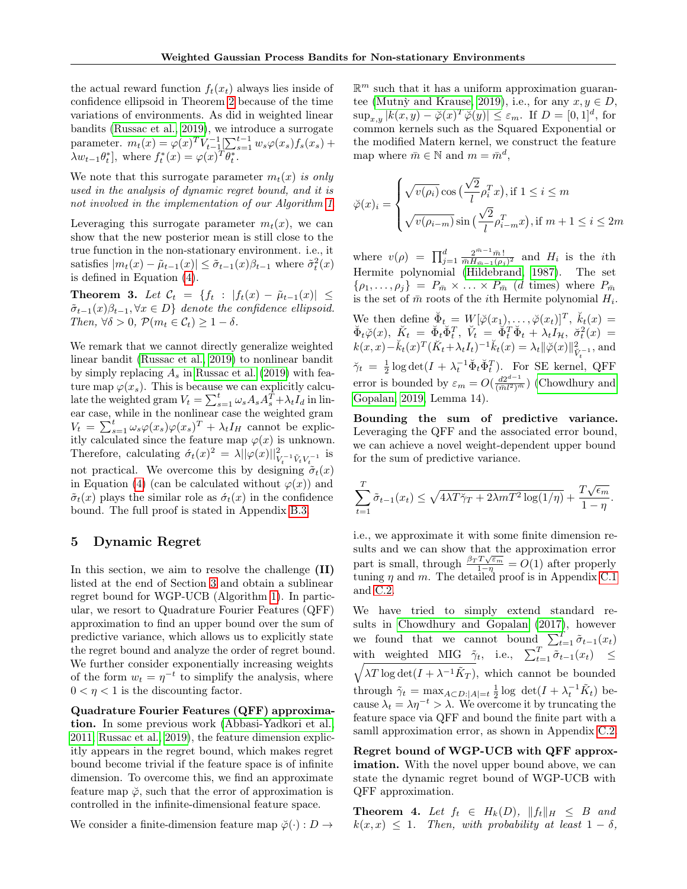the actual reward function $f_t(x_t)$ always lies inside of confidence ellipsoid in Theorem 2 because of the time variations of environments. As did in weighted linear bandits (Russac et al., 2019), we introduce a surrogate parameter. $m_t(x) = \varphi(x)^T V_{t-1}^{-1}[\sum_{s=1}^{t-1} w_s \varphi(x_s) f_s(x_s) + \lambda w_{t-1}\theta_t^*]$, where $f_t^*(x) = \varphi(x)^T \theta_t^*$.

We note that this surrogate parameter $m_t(x)$ *is only used in the analysis of dynamic regret bound, and it is not involved in the implementation of our Algorithm 1.*

Leveraging this surrogate parameter $m_t(x)$, we can show that the new posterior mean is still close to the true function in the non-stationary environment. i.e., it satisfies $|m_t(x) - \tilde{\mu}_{t-1}(x)| \leq \tilde{\sigma}_{t-1}(x)\beta_{t-1}$ where $\tilde{\sigma}_t^2(x)$ is defined in Equation (4).

**Theorem 3.** *Let $\mathcal{C}_t = \{f_t : |f_t(x) - \tilde{\mu}_{t-1}(x)| \leq \tilde{\sigma}_{t-1}(x)\beta_{t-1}, \forall x \in D\}$ denote the confidence ellipsoid. Then, $\forall \delta > 0$, $\mathcal{P}(m_t \in \mathcal{C}_t) \geq 1 - \delta$.*

We remark that we cannot directly generalize weighted linear bandit (Russac et al., 2019) to nonlinear bandit by simply replacing $A_s$ in Russac et al. (2019) with feature map $\varphi(x_s)$. This is because we can explicitly calculate the weighted gram $V_t = \sum_{s=1}^t \omega_s A_s A_s^T + \lambda_t I_d$ in linear case, while in the nonlinear case the weighted gram $V_t = \sum_{s=1}^t \omega_s \varphi(x_s)\varphi(x_s)^T + \lambda_t I_H$ cannot be explicitly calculated since the feature map $\varphi(x)$ is unknown. Therefore, calculating $\acute{\sigma}_t(x)^2 = \lambda ||\varphi(x)||^2_{V_t^{-1}\tilde{V}_t V_t^{-1}}$ is not practical. We overcome this by designing $\tilde{\sigma}_t(x)$ in Equation (4) (can be calculated without $\varphi(x)$) and $\tilde{\sigma}_t(x)$ plays the similar role as $\acute{\sigma}_t(x)$ in the confidence bound. The full proof is stated in Appendix B.3.

## 5 Dynamic Regret

In this section, we aim to resolve the challenge **(II)** listed at the end of Section 3 and obtain a sublinear regret bound for WGP-UCB (Algorithm 1). In particular, we resort to Quadrature Fourier Features (QFF) approximation to find an upper bound over the sum of predictive variance, which allows us to explicitly state the regret bound and analyze the order of regret bound. We further consider exponentially increasing weights of the form $w_t = \eta^{-t}$ to simplify the analysis, where $0 < \eta < 1$ is the discounting factor.

**Quadrature Fourier Features (QFF) approximation.** In some previous work (Abbasi-Yadkori et al., 2011; Russac et al., 2019), the feature dimension explicitly appears in the regret bound, which makes regret bound become trivial if the feature space is of infinite dimension. To overcome this, we find an approximate feature map $\breve{\varphi}$, such that the error of approximation is controlled in the infinite-dimensional feature space.

We consider a finite-dimension feature map $\breve{\varphi}(\cdot) : D \to \mathbb{R}^m$ such that it has a uniform approximation guarantee (Mutný and Krause, 2019), i.e., for any $x, y \in D$, $\sup_{x,y} |k(x,y) - \breve{\varphi}(x)^T \breve{\varphi}(y)| \leq \varepsilon_m$. If $D = [0,1]^d$, for common kernels such as the Squared Exponential or the modified Matern kernel, we construct the feature map where $\bar{m} \in \mathbb{N}$ and $m = \bar{m}^d$,

$$
\breve{\varphi}(x)_i = \begin{cases} \sqrt{v(\rho_i)} \cos\big(\frac{\sqrt{2}}{l}\rho_i^T x\big), \text{if } 1 \leq i \leq m \\ \sqrt{v(\rho_{i-m})} \sin\big(\frac{\sqrt{2}}{l}\rho_{i-m}^T x\big), \text{if } m+1 \leq i \leq 2m \end{cases}
$$

where $v(\rho) = \prod_{j=1}^d \frac{2^{\bar{m}-1}\bar{m}!}{\bar{m}H_{\bar{m}-1}(\rho_j)^2}$ and $H_i$ is the $i$th Hermite polynomial (Hildebrand, 1987). The set $\{\rho_1, \ldots, \rho_j\} = P_{\bar{m}} \times \ldots \times P_{\bar{m}}$ ($d$ times) where $P_{\bar{m}}$ is the set of $\bar{m}$ roots of the $i$th Hermite polynomial $H_i$.

We then define $\breve{\Phi}_t = W[\breve{\varphi}(x_1), \ldots, \breve{\varphi}(x_t)]^T$, $\breve{k}_t(x) = \breve{\Phi}_t\breve{\varphi}(x)$, $\breve{K}_t = \breve{\Phi}_t\breve{\Phi}_t^T$, $\breve{V}_t = \breve{\Phi}_t^T\breve{\Phi}_t + \lambda_t I_{\mathcal{H}}$, $\breve{\sigma}_t^2(x) = k(x,x) - \breve{k}_t(x)^T(\breve{K}_t + \lambda_t I_t)^{-1}\breve{k}_t(x) = \lambda_t \|\breve{\varphi}(x)\|^2_{\breve{V}_t^{-1}}$, and $\breve{\gamma}_t = \frac{1}{2}\log\det(I + \lambda_t^{-1}\breve{\Phi}_t\breve{\Phi}_t^T)$. For SE kernel, QFF error is bounded by $\varepsilon_m = O(\frac{d 2^{d-1}}{(\bar{m}l^2)^m})$ (Chowdhury and Gopalan, 2019, Lemma 14).

**Bounding the sum of predictive variance.** Leveraging the QFF and the associated error bound, we can achieve a novel weight-dependent upper bound for the sum of predictive variance.

$$
\sum_{t=1}^T \tilde{\sigma}_{t-1}(x_t) \leq \sqrt{4\lambda T \breve{\gamma}_T + 2\lambda m T^2 \log(1/\eta)} + \frac{T\sqrt{\epsilon_m}}{1-\eta}.
$$

i.e., we approximate it with some finite dimension results and we can show that the approximation error part is small, through $\frac{\beta_T T\sqrt{\varepsilon_m}}{1-\eta} = O(1)$ after properly tuning $\eta$ and $m$. The detailed proof is in Appendix C.1 and C.2.

We have tried to simply extend standard results in Chowdhury and Gopalan (2017), however we found that we cannot bound $\sum_{t=1}^T \tilde{\sigma}_{t-1}(x_t)$ with weighted MIG $\tilde{\gamma}_t$, i.e., $\sum_{t=1}^T \tilde{\sigma}_{t-1}(x_t) \leq \sqrt{\lambda T \log\det(I + \lambda^{-1}\tilde{K}_T)}$, which cannot be bounded through $\tilde{\gamma}_t = \max_{A \subset D : |A| = t} \frac{1}{2}\log\ \det(I + \lambda_t^{-1}\tilde{K}_t)$ because $\lambda_t = \lambda\eta^{-t} > \lambda$. We overcome it by truncating the feature space via QFF and bound the finite part with a samll approximation error, as shown in Appendix C.2.

**Regret bound of WGP-UCB with QFF approximation.** With the novel upper bound above, we can state the dynamic regret bound of WGP-UCB with QFF approximation.

**Theorem 4.** *Let $f_t \in H_k(D)$, $\|f_t\|_H \leq B$ and $k(x,x) \leq 1$. Then, with probability at least $1-\delta$,*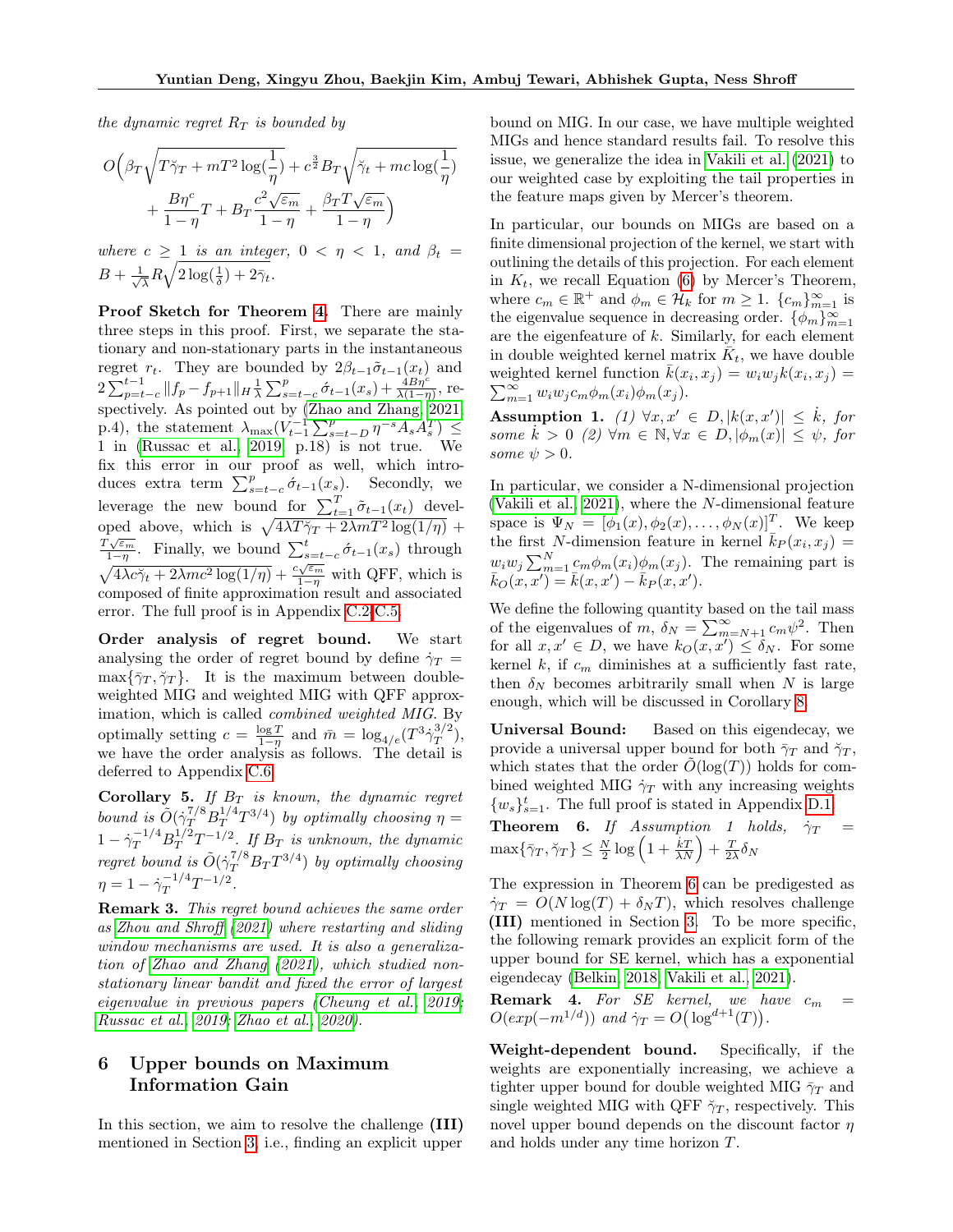*the dynamic regret $R_T$ is bounded by*

$$O\Big(\beta_T\sqrt{T\breve{\gamma}_T + mT^2\log(\frac{1}{\eta})} + c^{\frac{3}{2}}B_T\sqrt{\breve{\gamma}_t + mc\log(\frac{1}{\eta})} + \frac{B\eta^c}{1-\eta}T + B_T\frac{c^2\sqrt{\varepsilon_m}}{1-\eta} + \frac{\beta_T T\sqrt{\varepsilon_m}}{1-\eta}\Big)$$

*where $c \geq 1$ is an integer, $0 < \eta < 1$, and* $\beta_t = B + \frac{1}{\sqrt{\lambda}}R\sqrt{2\log(\frac{1}{\delta}) + 2\bar{\gamma}_t}$.

**Proof Sketch for Theorem 4.** There are mainly three steps in this proof. First, we separate the stationary and non-stationary parts in the instantaneous regret $r_t$. They are bounded by $2\beta_{t-1}\tilde{\sigma}_{t-1}(x_t)$ and $2\sum_{p=t-c}^{t-1}\|f_p - f_{p+1}\|_H\frac{1}{\lambda}\sum_{s=t-c}^{p}\acute{\sigma}_{t-1}(x_s) + \frac{4B\eta^c}{\lambda(1-\eta)}$, respectively. As pointed out by (Zhao and Zhang, 2021, p.4), the statement $\lambda_{\max}(V_{t-1}^{-1}\sum_{s=t-D}^{p}\eta^{-s}A_sA_s^T) \leq 1$ in (Russac et al., 2019, p.18) is not true. We fix this error in our proof as well, which introduces extra term $\sum_{s=t-c}^{p}\acute{\sigma}_{t-1}(x_s)$. Secondly, we leverage the new bound for $\sum_{t=1}^{T}\tilde{\sigma}_{t-1}(x_t)$ developed above, which is $\sqrt{4\lambda T\breve{\gamma}_T + 2\lambda mT^2\log(1/\eta)} + \frac{T\sqrt{\varepsilon_m}}{1-\eta}$. Finally, we bound $\sum_{s=t-c}^{t}\acute{\sigma}_{t-1}(x_s)$ through $\sqrt{4\lambda c\breve{\gamma}_t + 2\lambda mc^2\log(1/\eta)} + \frac{c\sqrt{\varepsilon_m}}{1-\eta}$ with QFF, which is composed of finite approximation result and associated error. The full proof is in Appendix C.2-C.5.

**Order analysis of regret bound.** We start analysing the order of regret bound by define $\dot{\gamma}_T = \max\{\bar{\gamma}_T, \breve{\gamma}_T\}$. It is the maximum between double-weighted MIG and weighted MIG with QFF approximation, which is called *combined weighted MIG*. By optimally setting $c = \frac{\log T}{1-\eta}$ and $\bar{m} = \log_{4/e}(T^3\dot{\gamma}_T^{3/2})$, we have the order analysis as follows. The detail is deferred to Appendix C.6.

**Corollary 5.** *If $B_T$ is known, the dynamic regret bound is $\tilde{O}(\dot{\gamma}_T^{7/8}B_T^{1/4}T^{3/4})$ by optimally choosing $\eta = 1 - \dot{\gamma}_T^{-1/4}B_T^{1/2}T^{-1/2}$. If $B_T$ is unknown, the dynamic regret bound is $\tilde{O}(\dot{\gamma}_T^{7/8}B_TT^{3/4})$ by optimally choosing $\eta = 1 - \dot{\gamma}_T^{-1/4}T^{-1/2}$.*

**Remark 3.** *This regret bound achieves the same order as Zhou and Shroff (2021) where restarting and sliding window mechanisms are used. It is also a generalization of Zhao and Zhang (2021), which studied non-stationary linear bandit and fixed the error of largest eigenvalue in previous papers (Cheung et al., 2019; Russac et al., 2019; Zhao et al., 2020).*

## 6 Upper bounds on Maximum Information Gain

In this section, we aim to resolve the challenge **(III)** mentioned in Section 3, i.e., finding an explicit upper bound on MIG. In our case, we have multiple weighted MIGs and hence standard results fail. To resolve this issue, we generalize the idea in Vakili et al. (2021) to our weighted case by exploiting the tail properties in the feature maps given by Mercer's theorem.

In particular, our bounds on MIGs are based on a finite dimensional projection of the kernel, we start with outlining the details of this projection. For each element in $K_t$, we recall Equation (6) by Mercer's Theorem, where $c_m \in \mathbb{R}^+$ and $\phi_m \in \mathcal{H}_k$ for $m \geq 1$. $\{c_m\}_{m=1}^{\infty}$ is the eigenvalue sequence in decreasing order. $\{\phi_m\}_{m=1}^{\infty}$ are the eigenfeature of $k$. Similarly, for each element in double weighted kernel matrix $\bar{K}_t$, we have double weighted kernel function $\bar{k}(x_i, x_j) = w_iw_jk(x_i, x_j) = \sum_{m=1}^{\infty} w_iw_jc_m\phi_m(x_i)\phi_m(x_j)$.

**Assumption 1.** *(1) $\forall x, x' \in D, |k(x, x')| \leq \dot{k}$, for some $\dot{k} > 0$ (2) $\forall m \in \mathbb{N}, \forall x \in D, |\phi_m(x)| \leq \psi$, for some $\psi > 0$.*

In particular, we consider a N-dimensional projection (Vakili et al., 2021), where the $N$-dimensional feature space is $\Psi_N = [\phi_1(x), \phi_2(x), \ldots, \phi_N(x)]^T$. We keep the first $N$-dimension feature in kernel $\bar{k}_P(x_i, x_j) = w_iw_j\sum_{m=1}^{N}c_m\phi_m(x_i)\phi_m(x_j)$. The remaining part is $\bar{k}_O(x, x') = \bar{k}(x, x') - \bar{k}_P(x, x')$.

We define the following quantity based on the tail mass of the eigenvalues of $m$, $\delta_N = \sum_{m=N+1}^{\infty} c_m\psi^2$. Then for all $x, x' \in D$, we have $k_O(x, x') \leq \delta_N$. For some kernel $k$, if $c_m$ diminishes at a sufficiently fast rate, then $\delta_N$ becomes arbitrarily small when $N$ is large enough, which will be discussed in Corollary 8.

**Universal Bound:** Based on this eigendecay, we provide a universal upper bound for both $\bar{\gamma}_T$ and $\breve{\gamma}_T$, which states that the order $\tilde{O}(\log(T))$ holds for combined weighted MIG $\dot{\gamma}_T$ with any increasing weights $\{w_s\}_{s=1}^{t}$. The full proof is stated in Appendix D.1.

**Theorem 6.** *If Assumption 1 holds, $\dot{\gamma}_T = \max\{\bar{\gamma}_T, \breve{\gamma}_T\} \leq \frac{N}{2}\log\Big(1 + \frac{\dot{k}T}{\lambda N}\Big) + \frac{T}{2\lambda}\delta_N$*

The expression in Theorem 6 can be predigested as $\dot{\gamma}_T = O(N\log(T) + \delta_NT)$, which resolves challenge **(III)** mentioned in Section 3. To be more specific, the following remark provides an explicit form of the upper bound for SE kernel, which has a exponential eigendecay (Belkin, 2018; Vakili et al., 2021).

**Remark 4.** *For SE kernel, we have $c_m = O(exp(-m^{1/d}))$ and $\dot{\gamma}_T = O\big(\log^{d+1}(T)\big)$.*

**Weight-dependent bound.** Specifically, if the weights are exponentially increasing, we achieve a tighter upper bound for double weighted MIG $\bar{\gamma}_T$ and single weighted MIG with QFF $\breve{\gamma}_T$, respectively. This novel upper bound depends on the discount factor $\eta$ and holds under any time horizon $T$.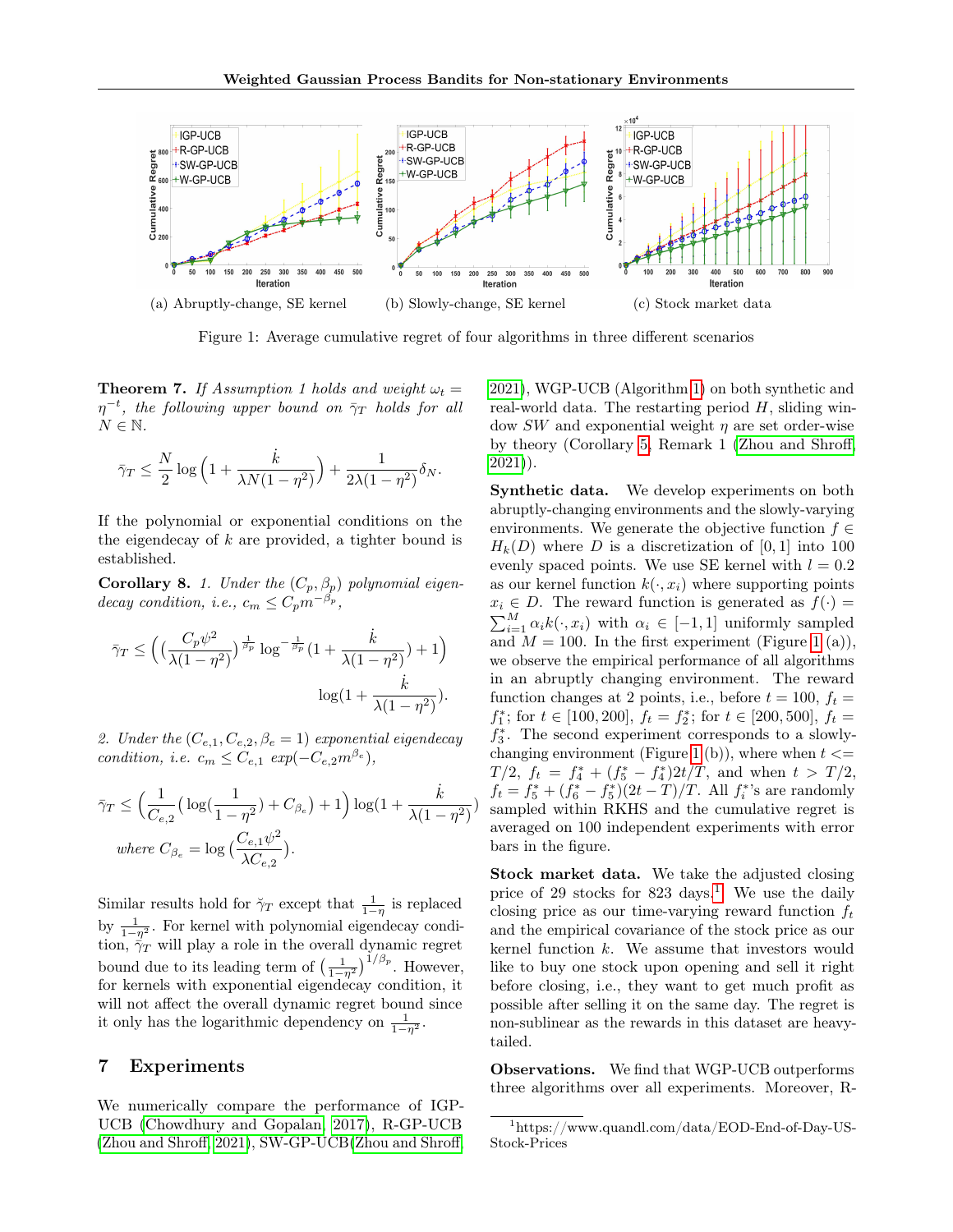(a) Abruptly-change, SE kernel (b) Slowly-change, SE kernel (c) Stock market data

Figure 1: Average cumulative regret of four algorithms in three different scenarios

**Theorem 7.** *If Assumption 1 holds and weight $\omega_t = \eta^{-t}$, the following upper bound on $\bar{\gamma}_T$ holds for all $N \in \mathbb{N}$.*

$$\bar{\gamma}_T \leq \frac{N}{2} \log\Big(1 + \frac{\dot{k}}{\lambda N(1-\eta^2)}\Big) + \frac{1}{2\lambda(1-\eta^2)}\delta_N.$$

If the polynomial or exponential conditions on the the eigendecay of $k$ are provided, a tighter bound is established.

**Corollary 8.** *1. Under the $(C_p, \beta_p)$ polynomial eigendecay condition, i.e., $c_m \leq C_p m^{-\beta_p}$,*

$$\bar{\gamma}_T \leq \Big( \big(\frac{C_p \psi^2}{\lambda(1-\eta^2)}\big)^{\frac{1}{\beta_p}} \log^{-\frac{1}{\beta_p}} \big(1 + \frac{\dot{k}}{\lambda(1-\eta^2)}\big) + 1\Big) \log\big(1 + \frac{\dot{k}}{\lambda(1-\eta^2)}\big).$$

*2. Under the $(C_{e,1}, C_{e,2}, \beta_e = 1)$ exponential eigendecay condition, i.e. $c_m \leq C_{e,1} \exp(-C_{e,2} m^{\beta_e})$,*

$$\bar{\gamma}_T \leq \Big(\frac{1}{C_{e,2}}\big(\log(\frac{1}{1-\eta^2}) + C_{\beta_e}\big) + 1\Big) \log\big(1 + \frac{\dot{k}}{\lambda(1-\eta^2)}\big)$$

*where $C_{\beta_e} = \log\big(\frac{C_{e,1}\psi^2}{\lambda C_{e,2}}\big)$.*

Similar results hold for $\tilde{\gamma}_T$ except that $\frac{1}{1-\eta}$ is replaced by $\frac{1}{1-\eta^2}$. For kernel with polynomial eigendecay condition, $\tilde{\gamma}_T$ will play a role in the overall dynamic regret bound due to its leading term of $\big(\frac{1}{1-\eta^2}\big)^{1/\beta_p}$. However, for kernels with exponential eigendecay condition, it will not affect the overall dynamic regret bound since it only has the logarithmic dependency on $\frac{1}{1-\eta^2}$.

## 7 Experiments

We numerically compare the performance of IGP-UCB (Chowdhury and Gopalan, 2017), R-GP-UCB (Zhou and Shroff, 2021), SW-GP-UCB(Zhou and Shroff, 2021), WGP-UCB (Algorithm 1) on both synthetic and real-world data. The restarting period $H$, sliding window $SW$ and exponential weight $\eta$ are set order-wise by theory (Corollary 5, Remark 1 (Zhou and Shroff, 2021)).

**Synthetic data.** We develop experiments on both abruptly-changing environments and the slowly-varying environments. We generate the objective function $f \in H_k(D)$ where $D$ is a discretization of $[0, 1]$ into 100 evenly spaced points. We use SE kernel with $l = 0.2$ as our kernel function $k(\cdot, x_i)$ where supporting points $x_i \in D$. The reward function is generated as $f(\cdot) = \sum_{i=1}^{M} \alpha_i k(\cdot, x_i)$ with $\alpha_i \in [-1, 1]$ uniformly sampled and $M = 100$. In the first experiment (Figure 1 (a)), we observe the empirical performance of all algorithms in an abruptly changing environment. The reward function changes at 2 points, i.e., before $t = 100$, $f_t = f_1^*$; for $t \in [100, 200]$, $f_t = f_2^*$; for $t \in [200, 500]$, $f_t = f_3^*$. The second experiment corresponds to a slowly-changing environment (Figure 1 (b)), where when $t <= T/2$, $f_t = f_4^* + (f_5^* - f_4^*)2t/T$, and when $t > T/2$, $f_t = f_5^* + (f_6^* - f_5^*)(2t - T)/T$. All $f_i^*$'s are randomly sampled within RKHS and the cumulative regret is averaged on 100 independent experiments with error bars in the figure.

**Stock market data.** We take the adjusted closing price of 29 stocks for 823 days.[1] We use the daily closing price as our time-varying reward function $f_t$ and the empirical covariance of the stock price as our kernel function $k$. We assume that investors would like to buy one stock upon opening and sell it right before closing, i.e., they want to get much profit as possible after selling it on the same day. The regret is non-sublinear as the rewards in this dataset are heavy-tailed.

**Observations.** We find that WGP-UCB outperforms three algorithms over all experiments. Moreover, R-

[1] https://www.quandl.com/data/EOD-End-of-Day-US-Stock-Prices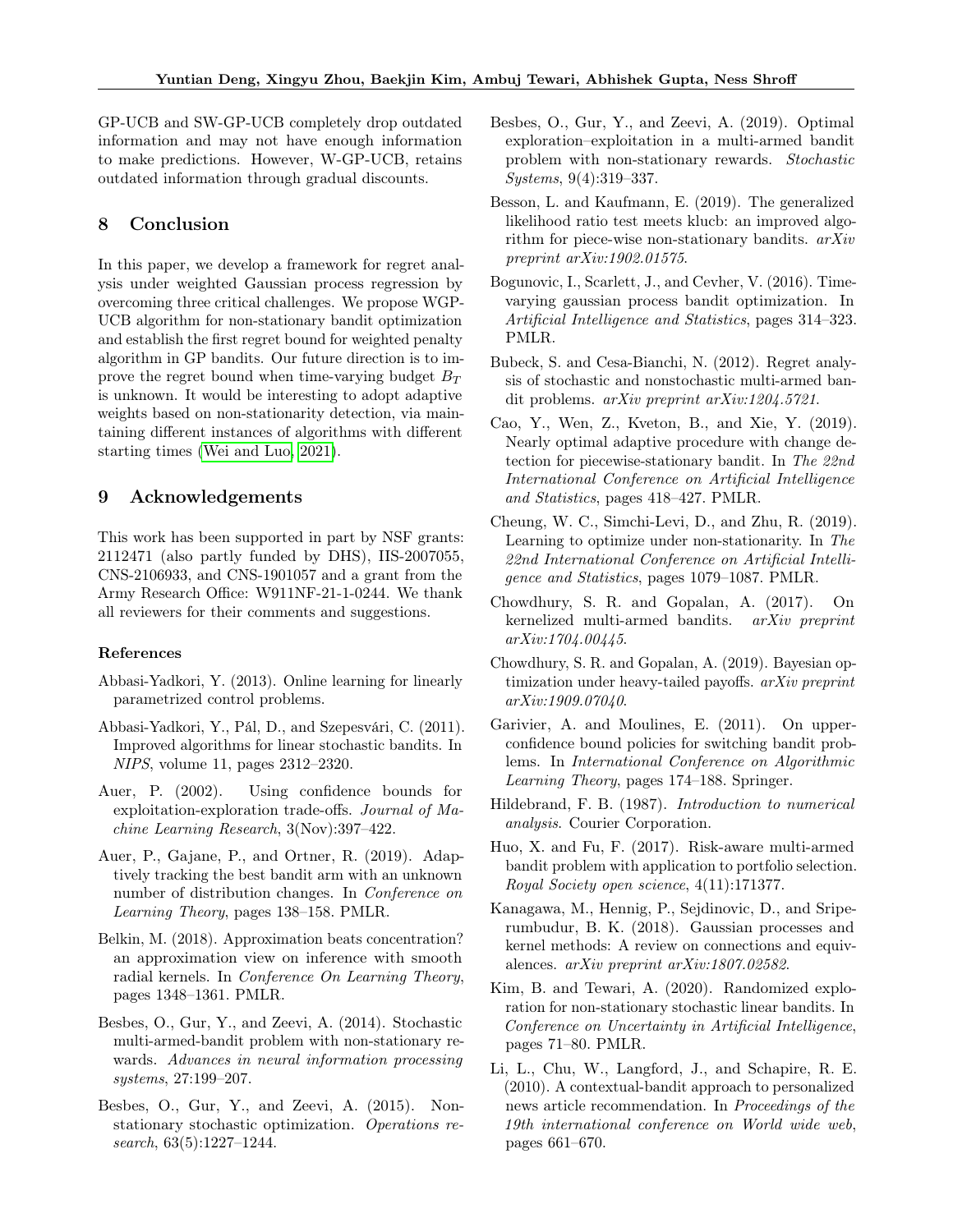GP-UCB and SW-GP-UCB completely drop outdated information and may not have enough information to make predictions. However, W-GP-UCB, retains outdated information through gradual discounts.

## 8 Conclusion

In this paper, we develop a framework for regret analysis under weighted Gaussian process regression by overcoming three critical challenges. We propose WGP-UCB algorithm for non-stationary bandit optimization and establish the first regret bound for weighted penalty algorithm in GP bandits. Our future direction is to improve the regret bound when time-varying budget $B_T$ is unknown. It would be interesting to adopt adaptive weights based on non-stationarity detection, via maintaining different instances of algorithms with different starting times (Wei and Luo, 2021).

## 9 Acknowledgements

This work has been supported in part by NSF grants: 2112471 (also partly funded by DHS), IIS-2007055, CNS-2106933, and CNS-1901057 and a grant from the Army Research Office: W911NF-21-1-0244. We thank all reviewers for their comments and suggestions.

### References

Abbasi-Yadkori, Y. (2013). Online learning for linearly parametrized control problems.

Abbasi-Yadkori, Y., Pál, D., and Szepesvári, C. (2011). Improved algorithms for linear stochastic bandits. In *NIPS*, volume 11, pages 2312–2320.

Auer, P. (2002). Using confidence bounds for exploitation-exploration trade-offs. *Journal of Machine Learning Research*, 3(Nov):397–422.

Auer, P., Gajane, P., and Ortner, R. (2019). Adaptively tracking the best bandit arm with an unknown number of distribution changes. In *Conference on Learning Theory*, pages 138–158. PMLR.

Belkin, M. (2018). Approximation beats concentration? an approximation view on inference with smooth radial kernels. In *Conference On Learning Theory*, pages 1348–1361. PMLR.

Besbes, O., Gur, Y., and Zeevi, A. (2014). Stochastic multi-armed-bandit problem with non-stationary rewards. *Advances in neural information processing systems*, 27:199–207.

Besbes, O., Gur, Y., and Zeevi, A. (2015). Non-stationary stochastic optimization. *Operations research*, 63(5):1227–1244.

Besbes, O., Gur, Y., and Zeevi, A. (2019). Optimal exploration–exploitation in a multi-armed bandit problem with non-stationary rewards. *Stochastic Systems*, 9(4):319–337.

Besson, L. and Kaufmann, E. (2019). The generalized likelihood ratio test meets klucb: an improved algorithm for piece-wise non-stationary bandits. *arXiv preprint arXiv:1902.01575*.

Bogunovic, I., Scarlett, J., and Cevher, V. (2016). Time-varying gaussian process bandit optimization. In *Artificial Intelligence and Statistics*, pages 314–323. PMLR.

Bubeck, S. and Cesa-Bianchi, N. (2012). Regret analysis of stochastic and nonstochastic multi-armed bandit problems. *arXiv preprint arXiv:1204.5721*.

Cao, Y., Wen, Z., Kveton, B., and Xie, Y. (2019). Nearly optimal adaptive procedure with change detection for piecewise-stationary bandit. In *The 22nd International Conference on Artificial Intelligence and Statistics*, pages 418–427. PMLR.

Cheung, W. C., Simchi-Levi, D., and Zhu, R. (2019). Learning to optimize under non-stationarity. In *The 22nd International Conference on Artificial Intelligence and Statistics*, pages 1079–1087. PMLR.

Chowdhury, S. R. and Gopalan, A. (2017). On kernelized multi-armed bandits. *arXiv preprint arXiv:1704.00445*.

Chowdhury, S. R. and Gopalan, A. (2019). Bayesian optimization under heavy-tailed payoffs. *arXiv preprint arXiv:1909.07040*.

Garivier, A. and Moulines, E. (2011). On upper-confidence bound policies for switching bandit problems. In *International Conference on Algorithmic Learning Theory*, pages 174–188. Springer.

Hildebrand, F. B. (1987). *Introduction to numerical analysis*. Courier Corporation.

Huo, X. and Fu, F. (2017). Risk-aware multi-armed bandit problem with application to portfolio selection. *Royal Society open science*, 4(11):171377.

Kanagawa, M., Hennig, P., Sejdinovic, D., and Sriperumbudur, B. K. (2018). Gaussian processes and kernel methods: A review on connections and equivalences. *arXiv preprint arXiv:1807.02582*.

Kim, B. and Tewari, A. (2020). Randomized exploration for non-stationary stochastic linear bandits. In *Conference on Uncertainty in Artificial Intelligence*, pages 71–80. PMLR.

Li, L., Chu, W., Langford, J., and Schapire, R. E. (2010). A contextual-bandit approach to personalized news article recommendation. In *Proceedings of the 19th international conference on World wide web*, pages 661–670.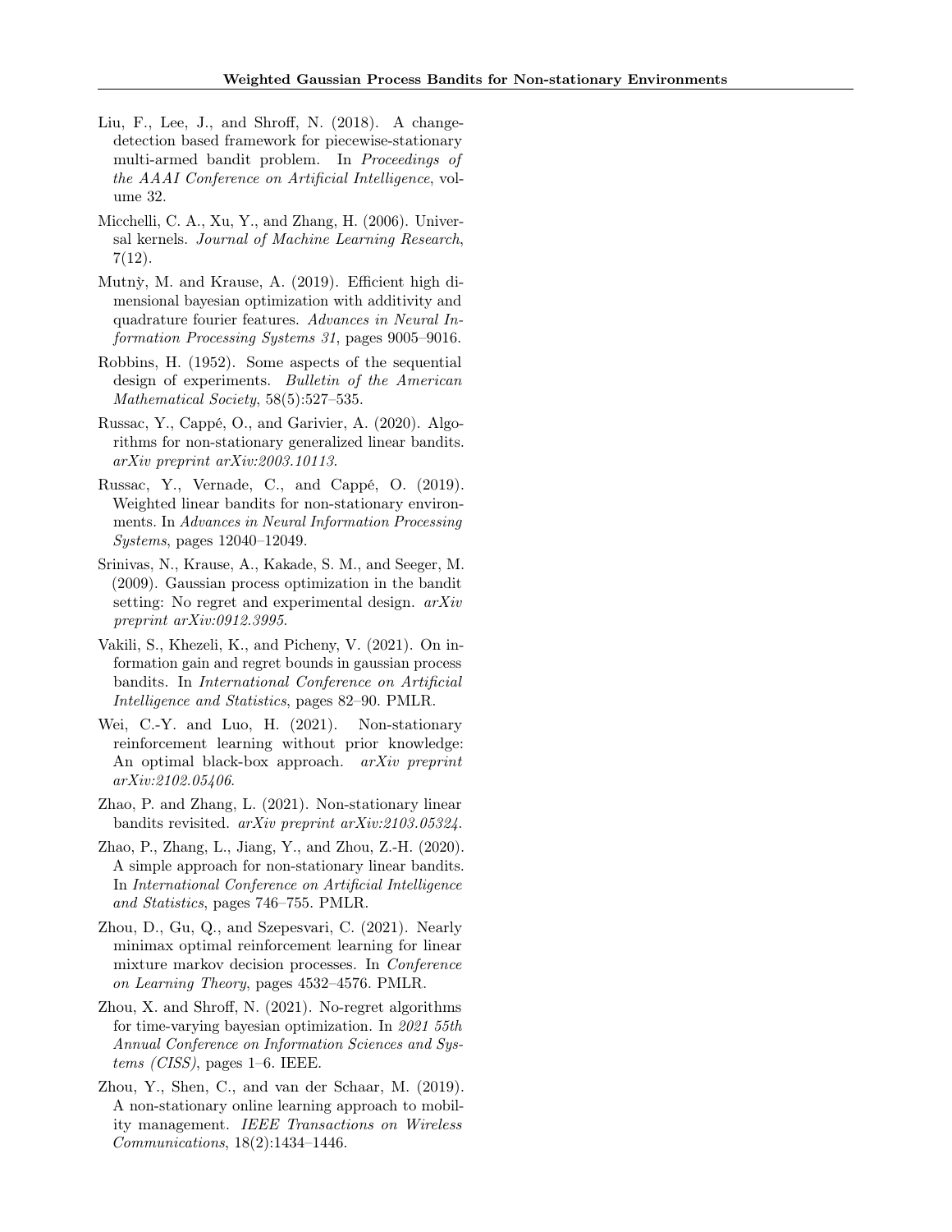Liu, F., Lee, J., and Shroff, N. (2018). A change-detection based framework for piecewise-stationary multi-armed bandit problem. In *Proceedings of the AAAI Conference on Artificial Intelligence*, volume 32.

Micchelli, C. A., Xu, Y., and Zhang, H. (2006). Universal kernels. *Journal of Machine Learning Research*, 7(12).

Mutnỳ, M. and Krause, A. (2019). Efficient high dimensional bayesian optimization with additivity and quadrature fourier features. *Advances in Neural Information Processing Systems 31*, pages 9005–9016.

Robbins, H. (1952). Some aspects of the sequential design of experiments. *Bulletin of the American Mathematical Society*, 58(5):527–535.

Russac, Y., Cappé, O., and Garivier, A. (2020). Algorithms for non-stationary generalized linear bandits. *arXiv preprint arXiv:2003.10113*.

Russac, Y., Vernade, C., and Cappé, O. (2019). Weighted linear bandits for non-stationary environments. In *Advances in Neural Information Processing Systems*, pages 12040–12049.

Srinivas, N., Krause, A., Kakade, S. M., and Seeger, M. (2009). Gaussian process optimization in the bandit setting: No regret and experimental design. *arXiv preprint arXiv:0912.3995*.

Vakili, S., Khezeli, K., and Picheny, V. (2021). On information gain and regret bounds in gaussian process bandits. In *International Conference on Artificial Intelligence and Statistics*, pages 82–90. PMLR.

Wei, C.-Y. and Luo, H. (2021). Non-stationary reinforcement learning without prior knowledge: An optimal black-box approach. *arXiv preprint arXiv:2102.05406*.

Zhao, P. and Zhang, L. (2021). Non-stationary linear bandits revisited. *arXiv preprint arXiv:2103.05324*.

Zhao, P., Zhang, L., Jiang, Y., and Zhou, Z.-H. (2020). A simple approach for non-stationary linear bandits. In *International Conference on Artificial Intelligence and Statistics*, pages 746–755. PMLR.

Zhou, D., Gu, Q., and Szepesvari, C. (2021). Nearly minimax optimal reinforcement learning for linear mixture markov decision processes. In *Conference on Learning Theory*, pages 4532–4576. PMLR.

Zhou, X. and Shroff, N. (2021). No-regret algorithms for time-varying bayesian optimization. In *2021 55th Annual Conference on Information Sciences and Systems (CISS)*, pages 1–6. IEEE.

Zhou, Y., Shen, C., and van der Schaar, M. (2019). A non-stationary online learning approach to mobility management. *IEEE Transactions on Wireless Communications*, 18(2):1434–1446.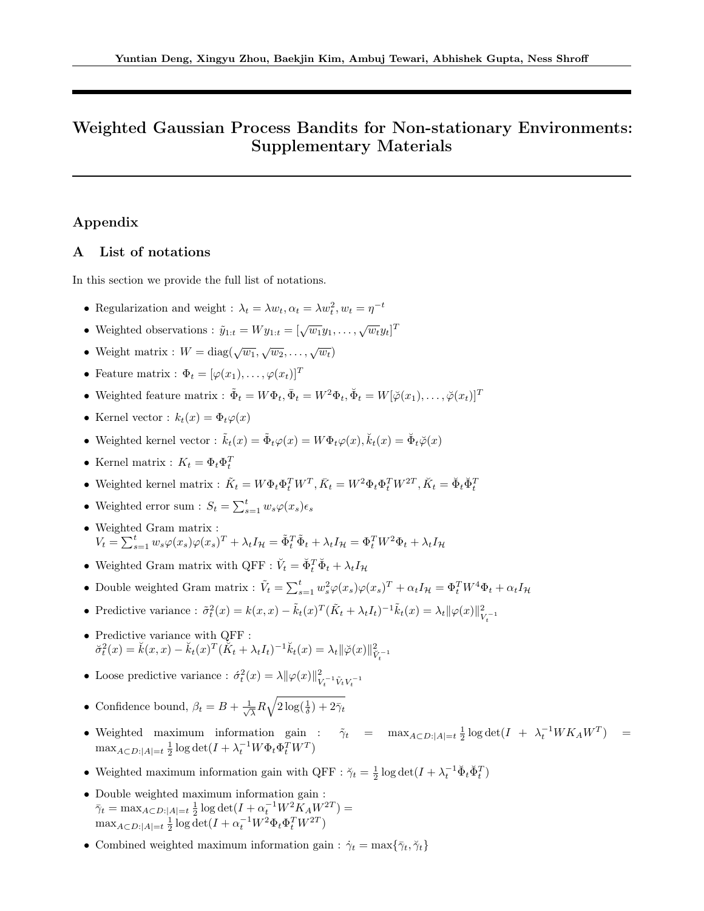# Weighted Gaussian Process Bandits for Non-stationary Environments: Supplementary Materials

## Appendix

## A List of notations

In this section we provide the full list of notations.

- Regularization and weight : $\lambda_t = \lambda w_t, \alpha_t = \lambda w_t^2, w_t = \eta^{-t}$
- Weighted observations : $\tilde{y}_{1:t} = W y_{1:t} = [\sqrt{w_1} y_1, \ldots, \sqrt{w_t} y_t]^T$
- Weight matrix : $W = \text{diag}(\sqrt{w_1}, \sqrt{w_2}, \ldots, \sqrt{w_t})$
- Feature matrix : $\Phi_t = [\varphi(x_1), \ldots, \varphi(x_t)]^T$
- Weighted feature matrix : $\tilde{\Phi}_t = W\Phi_t, \bar{\Phi}_t = W^2\Phi_t, \breve{\Phi}_t = W[\breve{\varphi}(x_1), \ldots, \breve{\varphi}(x_t)]^T$
- Kernel vector : $k_t(x) = \Phi_t \varphi(x)$
- Weighted kernel vector : $\tilde{k}_t(x) = \tilde{\Phi}_t \varphi(x) = W\Phi_t \varphi(x), \breve{k}_t(x) = \breve{\Phi}_t \breve{\varphi}(x)$
- Kernel matrix : $K_t = \Phi_t \Phi_t^T$
- Weighted kernel matrix : $\tilde{K}_t = W\Phi_t\Phi_t^T W^T, \bar{K}_t = W^2\Phi_t\Phi_t^T W^{2T}, \breve{K}_t = \breve{\Phi}_t\breve{\Phi}_t^T$
- Weighted error sum : $S_t = \sum_{s=1}^t w_s \varphi(x_s)\epsilon_s$
- Weighted Gram matrix :
  $V_t = \sum_{s=1}^t w_s \varphi(x_s)\varphi(x_s)^T + \lambda_t I_{\mathcal{H}} = \tilde{\Phi}_t^T\tilde{\Phi}_t + \lambda_t I_{\mathcal{H}} = \Phi_t^T W^2 \Phi_t + \lambda_t I_{\mathcal{H}}$
- Weighted Gram matrix with QFF : $\breve{V}_t = \breve{\Phi}_t^T\breve{\Phi}_t + \lambda_t I_{\mathcal{H}}$
- Double weighted Gram matrix : $\tilde{V}_t = \sum_{s=1}^t w_s^2 \varphi(x_s)\varphi(x_s)^T + \alpha_t I_{\mathcal{H}} = \Phi_t^T W^4 \Phi_t + \alpha_t I_{\mathcal{H}}$
- Predictive variance : $\tilde{\sigma}_t^2(x) = k(x,x) - \tilde{k}_t(x)^T(\tilde{K}_t + \lambda_t I_t)^{-1}\tilde{k}_t(x) = \lambda_t \|\varphi(x)\|^2_{V_t^{-1}}$
- Predictive variance with QFF :
  $\breve{\sigma}_t^2(x) = \breve{k}(x,x) - \breve{k}_t(x)^T(\breve{K}_t + \lambda_t I_t)^{-1}\breve{k}_t(x) = \lambda_t \|\breve{\varphi}(x)\|^2_{\breve{V}_t^{-1}}$
- Loose predictive variance : $\acute{\sigma}_t^2(x) = \lambda \|\varphi(x)\|^2_{V_t^{-1}\tilde{V}_t V_t^{-1}}$
- Confidence bound, $\beta_t = B + \frac{1}{\sqrt{\lambda}} R \sqrt{2\log(\frac{1}{\delta}) + 2\bar{\gamma}_t}$
- Weighted maximum information gain : $\tilde{\gamma}_t = \max_{A\subset D:|A|=t} \frac{1}{2}\log\det(I + \lambda_t^{-1} W K_A W^T) = \max_{A\subset D:|A|=t} \frac{1}{2}\log\det(I + \lambda_t^{-1} W\Phi_t\Phi_t^T W^T)$
- Weighted maximum information gain with QFF : $\breve{\gamma}_t = \frac{1}{2}\log\det(I + \lambda_t^{-1}\breve{\Phi}_t\breve{\Phi}_t^T)$
- Double weighted maximum information gain :
  $\bar{\gamma}_t = \max_{A\subset D:|A|=t} \frac{1}{2}\log\det(I + \alpha_t^{-1} W^2 K_A W^{2T}) = \max_{A\subset D:|A|=t} \frac{1}{2}\log\det(I + \alpha_t^{-1} W^2\Phi_t\Phi_t^T W^{2T})$
- Combined weighted maximum information gain : $\dot{\gamma}_t = \max\{\bar{\gamma}_t, \breve{\gamma}_t\}$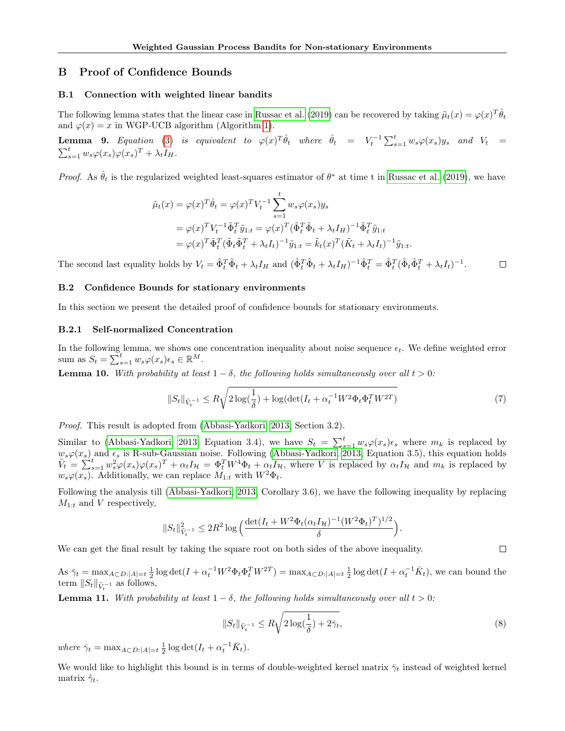# B Proof of Confidence Bounds

## B.1 Connection with weighted linear bandits

The following lemma states that the linear case in Russac et al. (2019) can be recovered by taking $\tilde{\mu}_t(x) = \varphi(x)^T \hat{\theta}_t$ and $\varphi(x) = x$ in WGP-UCB algorithm (Algorithm 1).

**Lemma 9.** *Equation (3) is equivalent to $\varphi(x)^T \hat{\theta}_t$ where $\hat{\theta}_t = V_t^{-1} \sum_{s=1}^t w_s \varphi(x_s) y_s$ and $V_t = \sum_{s=1}^t w_s \varphi(x_s)\varphi(x_s)^T + \lambda_t I_H$.*

*Proof.* As $\hat{\theta}_t$ is the regularized weighted least-squares estimator of $\theta^*$ at time t in Russac et al. (2019), we have

$$
\begin{aligned}
\tilde{\mu}_t(x) &= \varphi(x)^T \hat{\theta}_t = \varphi(x)^T V_t^{-1} \sum_{s=1}^t w_s \varphi(x_s) y_s \\
&= \varphi(x)^T V_t^{-1} \tilde{\Phi}_t^T \tilde{y}_{1:t} = \varphi(x)^T (\tilde{\Phi}_t^T \tilde{\Phi}_t + \lambda_t I_H)^{-1} \tilde{\Phi}_t^T \tilde{y}_{1:t} \\
&= \varphi(x)^T \tilde{\Phi}_t^T (\tilde{\Phi}_t \tilde{\Phi}_t^T + \lambda_t I_t)^{-1} \tilde{y}_{1:t} = \tilde{k}_t(x)^T (\tilde{K}_t + \lambda_t I_t)^{-1} \tilde{y}_{1:t}.
\end{aligned}
$$

The second last equality holds by $V_t = \tilde{\Phi}_t^T \tilde{\Phi}_t + \lambda_t I_H$ and $(\tilde{\Phi}_t^T \tilde{\Phi}_t + \lambda_t I_H)^{-1} \tilde{\Phi}_t^T = \tilde{\Phi}_t^T (\tilde{\Phi}_t \tilde{\Phi}_t^T + \lambda_t I_t)^{-1}$. □

## B.2 Confidence Bounds for stationary environments

In this section we present the detailed proof of confidence bounds for stationary environments.

### B.2.1 Self-normalized Concentration

In the following lemma, we shows one concentration inequality about noise sequence $\epsilon_t$. We define weighted error sum as $S_t = \sum_{s=1}^t w_s \varphi(x_s) \epsilon_s \in \mathbb{R}^M$.

**Lemma 10.** *With probability at least $1 - \delta$, the following holds simultaneously over all $t > 0$:*

$$
\|S_t\|_{\tilde{V}_t^{-1}} \leq R \sqrt{2 \log(\frac{1}{\delta}) + \log(\det(I_t + \alpha_t^{-1} W^2 \Phi_t \Phi_t^T W^{2T})} \tag{7}
$$

*Proof.* This result is adopted from (Abbasi-Yadkori, 2013, Section 3.2).

Similar to (Abbasi-Yadkori, 2013, Equation 3.4), we have $S_t = \sum_{s=1}^t w_s \varphi(x_s) \epsilon_s$ where $m_k$ is replaced by $w_s \varphi(x_s)$ and $\epsilon_s$ is R-sub-Gaussian noise. Following (Abbasi-Yadkori, 2013, Equation 3.5), this equation holds $\tilde{V}_t = \sum_{s=1}^t w_s^2 \varphi(x_s)\varphi(x_s)^T + \alpha_t I_{\mathcal{H}} = \Phi_t^T W^4 \Phi_t + \alpha_t I_{\mathcal{H}}$, where $V$ is replaced by $\alpha_t I_{\mathcal{H}}$ and $m_k$ is replaced by $w_s \varphi(x_s)$. Additionally, we can replace $M_{1:t}$ with $W^2 \Phi_t$.

Following the analysis till (Abbasi-Yadkori, 2013, Corollary 3.6), we have the following inequality by replacing $M_{1:t}$ and $V$ respectively,

$$
\|S_t\|^2_{\tilde{V}_t^{-1}} \leq 2R^2 \log\Big(\frac{\det(I_t + W^2 \Phi_t (\alpha_t I_{\mathcal{H}})^{-1} (W^2 \Phi_t)^T)^{1/2}}{\delta}\Big).
$$

We can get the final result by taking the square root on both sides of the above inequality. □

As $\bar{\gamma}_t = \max_{A \subset D : |A| = t} \frac{1}{2} \log\det(I + \alpha_t^{-1} W^2 \Phi_t \Phi_t^T W^{2T}) = \max_{A \subset D : |A| = t} \frac{1}{2} \log\det(I + \alpha_t^{-1} \bar{K}_t)$, we can bound the term $\|S_t\|_{\tilde{V}_t^{-1}}$ as follows,

**Lemma 11.** *With probability at least $1 - \delta$, the following holds simultaneously over all $t > 0$:*

$$
\|S_t\|_{\tilde{V}_t^{-1}} \leq R \sqrt{2 \log(\frac{1}{\delta}) + 2\bar{\gamma}_t}, \tag{8}
$$

*where $\bar{\gamma}_t = \max_{A \subset D : |A| = t} \frac{1}{2} \log\det(I_t + \alpha_t^{-1} \bar{K}_t)$.*

We would like to highlight this bound is in terms of double-weighted kernel matrix $\bar{\gamma}_t$ instead of weighted kernel matrix $\tilde{\gamma}_t$.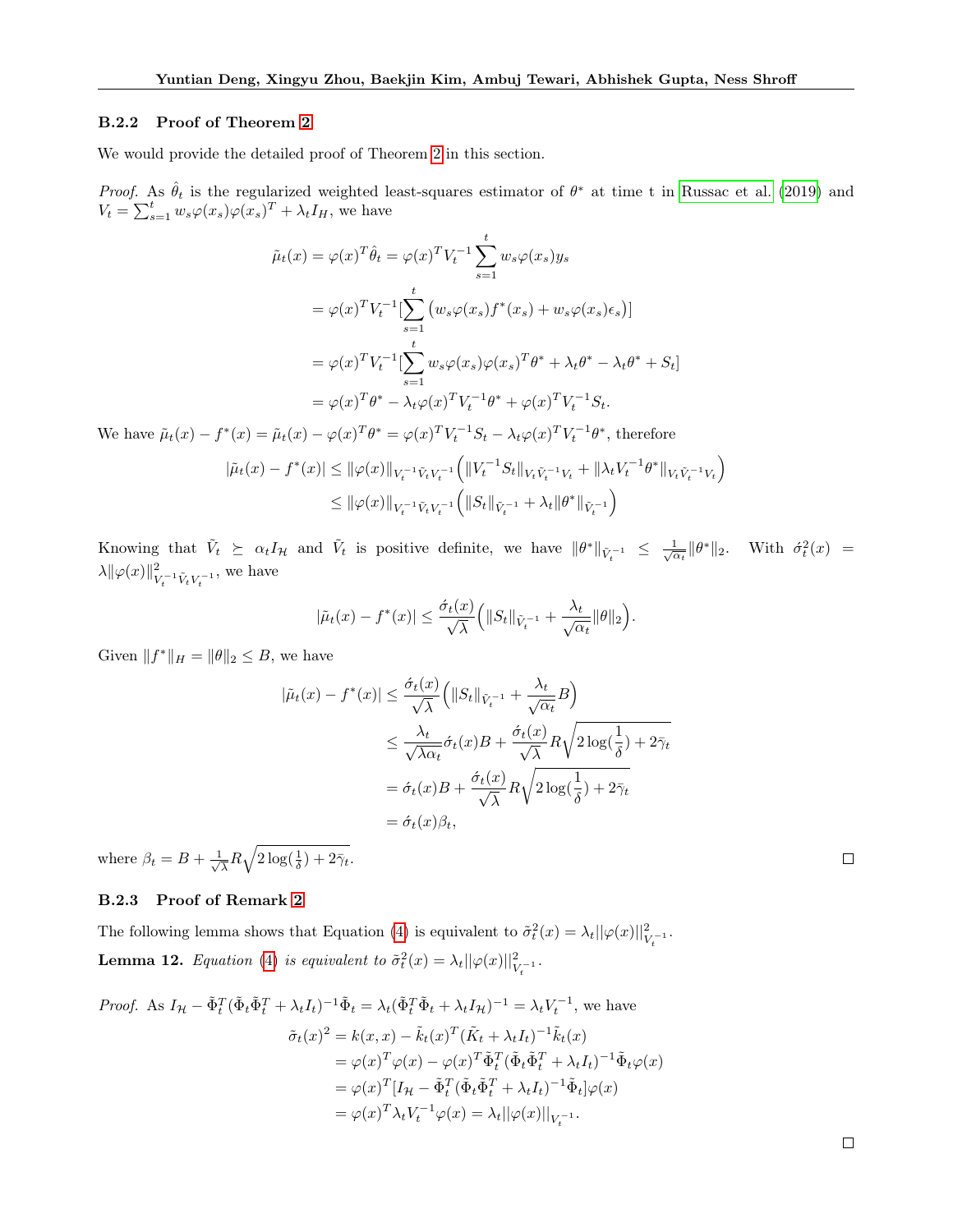#### B.2.2 Proof of Theorem 2

We would provide the detailed proof of Theorem 2 in this section.

*Proof.* As $\hat{\theta}_t$ is the regularized weighted least-squares estimator of $\theta^*$ at time t in Russac et al. (2019) and $V_t = \sum_{s=1}^{t} w_s \varphi(x_s)\varphi(x_s)^T + \lambda_t I_H$, we have

$$
\begin{aligned}
\tilde{\mu}_t(x) = \varphi(x)^T \hat{\theta}_t &= \varphi(x)^T V_t^{-1} \sum_{s=1}^{t} w_s \varphi(x_s) y_s \\
&= \varphi(x)^T V_t^{-1} [\sum_{s=1}^{t} \big( w_s \varphi(x_s) f^*(x_s) + w_s \varphi(x_s) \epsilon_s \big)] \\
&= \varphi(x)^T V_t^{-1} [\sum_{s=1}^{t} w_s \varphi(x_s) \varphi(x_s)^T \theta^* + \lambda_t \theta^* - \lambda_t \theta^* + S_t] \\
&= \varphi(x)^T \theta^* - \lambda_t \varphi(x)^T V_t^{-1} \theta^* + \varphi(x)^T V_t^{-1} S_t.
\end{aligned}
$$

We have $\tilde{\mu}_t(x) - f^*(x) = \tilde{\mu}_t(x) - \varphi(x)^T \theta^* = \varphi(x)^T V_t^{-1} S_t - \lambda_t \varphi(x)^T V_t^{-1} \theta^*$, therefore

$$
\begin{aligned}
|\tilde{\mu}_t(x) - f^*(x)| &\leq \|\varphi(x)\|_{V_t^{-1} \tilde{V}_t V_t^{-1}} \Big( \|V_t^{-1} S_t\|_{V_t \tilde{V}_t^{-1} V_t} + \|\lambda_t V_t^{-1} \theta^*\|_{V_t \tilde{V}_t^{-1} V_t} \Big) \\
&\leq \|\varphi(x)\|_{V_t^{-1} \tilde{V}_t V_t^{-1}} \Big( \|S_t\|_{\tilde{V}_t^{-1}} + \lambda_t \|\theta^*\|_{\tilde{V}_t^{-1}} \Big)
\end{aligned}
$$

Knowing that $\tilde{V}_t \succeq \alpha_t I_{\mathcal{H}}$ and $\tilde{V}_t$ is positive definite, we have $\|\theta^*\|_{\tilde{V}_t^{-1}} \leq \frac{1}{\sqrt{\alpha_t}} \|\theta^*\|_2$. With $\acute{\sigma}_t^2(x) = \lambda \|\varphi(x)\|^2_{V_t^{-1} \tilde{V}_t V_t^{-1}}$, we have

$$
|\tilde{\mu}_t(x) - f^*(x)| \leq \frac{\acute{\sigma}_t(x)}{\sqrt{\lambda}} \Big( \|S_t\|_{\tilde{V}_t^{-1}} + \frac{\lambda_t}{\sqrt{\alpha_t}} \|\theta\|_2 \Big).
$$

Given $\|f^*\|_H = \|\theta\|_2 \leq B$, we have

$$
\begin{aligned}
|\tilde{\mu}_t(x) - f^*(x)| &\leq \frac{\acute{\sigma}_t(x)}{\sqrt{\lambda}} \Big( \|S_t\|_{\tilde{V}_t^{-1}} + \frac{\lambda_t}{\sqrt{\alpha_t}} B \Big) \\
&\leq \frac{\lambda_t}{\sqrt{\lambda \alpha_t}} \acute{\sigma}_t(x) B + \frac{\acute{\sigma}_t(x)}{\sqrt{\lambda}} R \sqrt{2 \log(\frac{1}{\delta}) + 2\bar{\gamma}_t} \\
&= \acute{\sigma}_t(x) B + \frac{\acute{\sigma}_t(x)}{\sqrt{\lambda}} R \sqrt{2 \log(\frac{1}{\delta}) + 2\bar{\gamma}_t} \\
&= \acute{\sigma}_t(x) \beta_t,
\end{aligned}
$$

where $\beta_t = B + \frac{1}{\sqrt{\lambda}} R \sqrt{2 \log(\frac{1}{\delta}) + 2\bar{\gamma}_t}$. □

#### B.2.3 Proof of Remark 2

The following lemma shows that Equation (4) is equivalent to $\tilde{\sigma}_t^2(x) = \lambda_t ||\varphi(x)||^2_{V_t^{-1}}$.

**Lemma 12.** *Equation (4) is equivalent to* $\tilde{\sigma}_t^2(x) = \lambda_t ||\varphi(x)||^2_{V_t^{-1}}$.

*Proof.* As $I_{\mathcal{H}} - \tilde{\Phi}_t^T (\tilde{\Phi}_t \tilde{\Phi}_t^T + \lambda_t I_t)^{-1} \tilde{\Phi}_t = \lambda_t (\tilde{\Phi}_t^T \tilde{\Phi}_t + \lambda_t I_{\mathcal{H}})^{-1} = \lambda_t V_t^{-1}$, we have

$$
\begin{aligned}
\tilde{\sigma}_t(x)^2 &= k(x, x) - \tilde{k}_t(x)^T (\tilde{K}_t + \lambda_t I_t)^{-1} \tilde{k}_t(x) \\
&= \varphi(x)^T \varphi(x) - \varphi(x)^T \tilde{\Phi}_t^T (\tilde{\Phi}_t \tilde{\Phi}_t^T + \lambda_t I_t)^{-1} \tilde{\Phi}_t \varphi(x) \\
&= \varphi(x)^T [I_{\mathcal{H}} - \tilde{\Phi}_t^T (\tilde{\Phi}_t \tilde{\Phi}_t^T + \lambda_t I_t)^{-1} \tilde{\Phi}_t] \varphi(x) \\
&= \varphi(x)^T \lambda_t V_t^{-1} \varphi(x) = \lambda_t ||\varphi(x)||_{V_t^{-1}}.
\end{aligned}
$$

□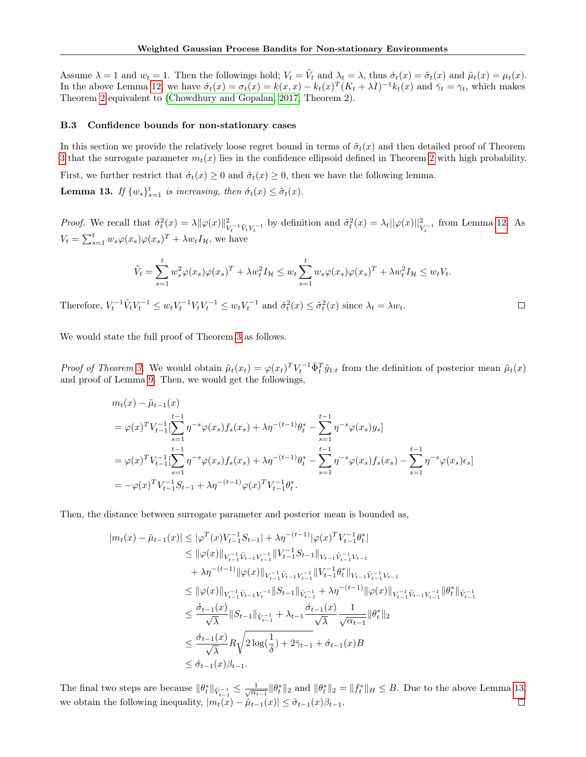Assume $\lambda = 1$ and $w_t = 1$. Then the followings hold; $V_t = \tilde{V}_t$ and $\lambda_t = \lambda$, thus $\acute{\sigma}_t(x) = \tilde{\sigma}_t(x)$ and $\tilde{\mu}_t(x) = \mu_t(x)$. In the above Lemma 12, we have $\acute{\sigma}_t(x) = \sigma_t(x) = k(x,x) - k_t(x)^T(K_t + \lambda I)^{-1}k_t(x)$ and $\bar{\gamma}_t = \gamma_t$, which makes Theorem 2 equivalent to (Chowdhury and Gopalan, 2017, Theorem 2).

### B.3 Confidence bounds for non-stationary cases

In this section we provide the relatively loose regret bound in terms of $\tilde{\sigma}_t(x)$ and then detailed proof of Theorem 3 that the surrogate parameter $m_t(x)$ lies in the confidence ellipsoid defined in Theorem 2 with high probability.

First, we further restrict that $\acute{\sigma}_t(x) \geq 0$ and $\tilde{\sigma}_t(x) \geq 0$, then we have the following lemma.

**Lemma 13.** *If $\{w_s\}_{s=1}^t$ is increasing, then $\acute{\sigma}_t(x) \leq \tilde{\sigma}_t(x)$.*

*Proof.* We recall that $\acute{\sigma}_t^2(x) = \lambda \|\varphi(x)\|^2_{V_t^{-1}\tilde{V}_t V_t^{-1}}$ by definition and $\tilde{\sigma}_t^2(x) = \lambda_t ||\varphi(x)||^2_{V_t^{-1}}$ from Lemma 12. As $V_t = \sum_{s=1}^t w_s \varphi(x_s)\varphi(x_s)^T + \lambda w_t I_{\mathcal{H}}$, we have

$$
\tilde{V}_t = \sum_{s=1}^t w_s^2 \varphi(x_s)\varphi(x_s)^T + \lambda w_t^2 I_{\mathcal{H}} \leq w_t \sum_{s=1}^t w_s \varphi(x_s)\varphi(x_s)^T + \lambda w_t^2 I_{\mathcal{H}} \leq w_t V_t.
$$

Therefore, $V_t^{-1}\tilde{V}_t V_t^{-1} \leq w_t V_t^{-1} V_t V_t^{-1} \leq w_t V_t^{-1}$ and $\acute{\sigma}_t^2(x) \leq \tilde{\sigma}_t^2(x)$ since $\lambda_t = \lambda w_t$. $\square$

We would state the full proof of Theorem 3 as follows.

*Proof of Theorem 3.* We would obtain $\tilde{\mu}_t(x_t) = \varphi(x_t)^T V_t^{-1} \tilde{\Phi}_t^T \tilde{y}_{1:t}$ from the definition of posterior mean $\tilde{\mu}_t(x)$ and proof of Lemma 9. Then, we would get the followings,

$$
\begin{aligned}
& m_t(x) - \tilde{\mu}_{t-1}(x) \\
&= \varphi(x)^T V_{t-1}^{-1} [\sum_{s=1}^{t-1} \eta^{-s} \varphi(x_s) f_s(x_s) + \lambda \eta^{-(t-1)} \theta_t^* - \sum_{s=1}^{t-1} \eta^{-s} \varphi(x_s) y_s] \\
&= \varphi(x)^T V_{t-1}^{-1} [\sum_{s=1}^{t-1} \eta^{-s} \varphi(x_s) f_s(x_s) + \lambda \eta^{-(t-1)} \theta_t^* - \sum_{s=1}^{t-1} \eta^{-s} \varphi(x_s) f_s(x_s) - \sum_{s=1}^{t-1} \eta^{-s} \varphi(x_s) \epsilon_s] \\
&= -\varphi(x)^T V_{t-1}^{-1} S_{t-1} + \lambda \eta^{-(t-1)} \varphi(x)^T V_{t-1}^{-1} \theta_t^*.
\end{aligned}
$$

Then, the distance between surrogate parameter and posterior mean is bounded as,

$$
\begin{aligned}
|m_t(x) - \tilde{\mu}_{t-1}(x)| &\leq |\varphi^T(x) V_{t-1}^{-1} S_{t-1}| + \lambda \eta^{-(t-1)} |\varphi(x)^T V_{t-1}^{-1} \theta_t^*| \\
&\leq \|\varphi(x)\|_{V_{t-1}^{-1}\tilde{V}_{t-1}V_{t-1}^{-1}} \|V_{t-1}^{-1} S_{t-1}\|_{V_{t-1}\tilde{V}_{t-1}^{-1}V_{t-1}} \\
&\quad + \lambda \eta^{-(t-1)} \|\varphi(x)\|_{V_{t-1}^{-1}\tilde{V}_{t-1}V_{t-1}^{-1}} \|V_{t-1}^{-1} \theta_t^*\|_{V_{t-1}\tilde{V}_{t-1}^{-1}V_{t-1}} \\
&\leq \|\varphi(x)\|_{V_{t-1}^{-1}\tilde{V}_{t-1}V_t^{-1}} \|S_{t-1}\|_{\tilde{V}_{t-1}^{-1}} + \lambda \eta^{-(t-1)} \|\varphi(x)\|_{V_{t-1}^{-1}\tilde{V}_{t-1}V_{t-1}^{-1}} \|\theta_t^*\|_{\tilde{V}_{t-1}^{-1}} \\
&\leq \frac{\acute{\sigma}_{t-1}(x)}{\sqrt{\lambda}} \|S_{t-1}\|_{\tilde{V}_{t-1}^{-1}} + \lambda_{t-1} \frac{\acute{\sigma}_{t-1}(x)}{\sqrt{\lambda}} \frac{1}{\sqrt{\alpha_{t-1}}} \|\theta_t^*\|_2 \\
&\leq \frac{\acute{\sigma}_{t-1}(x)}{\sqrt{\lambda}} R \sqrt{2 \log(\frac{1}{\delta}) + 2\bar{\gamma}_{t-1}} + \acute{\sigma}_{t-1}(x) B \\
&\leq \acute{\sigma}_{t-1}(x) \beta_{t-1}.
\end{aligned}
$$

The final two steps are because $\|\theta_t^*\|_{\tilde{V}_{t-1}^{-1}} \leq \frac{1}{\sqrt{\alpha_{t-1}}} \|\theta_t^*\|_2$ and $\|\theta_t^*\|_2 = \|f_t^*\|_H \leq B$. Due to the above Lemma 13, we obtain the following inequality, $|m_t(x) - \tilde{\mu}_{t-1}(x)| \leq \tilde{\sigma}_{t-1}(x) \beta_{t-1}$. $\square$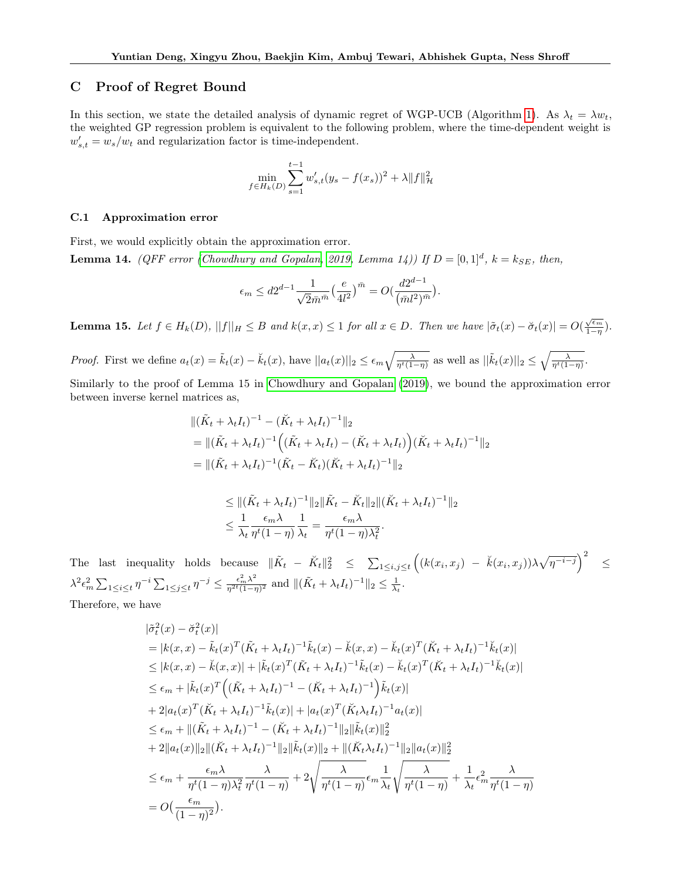## C Proof of Regret Bound

In this section, we state the detailed analysis of dynamic regret of WGP-UCB (Algorithm 1). As $\lambda_t = \lambda w_t$, the weighted GP regression problem is equivalent to the following problem, where the time-dependent weight is $w'_{s,t} = w_s/w_t$ and regularization factor is time-independent.

$$\min_{f \in H_k(D)} \sum_{s=1}^{t-1} w'_{s,t}(y_s - f(x_s))^2 + \lambda \|f\|_{\mathcal{H}}^2$$

### C.1 Approximation error

First, we would explicitly obtain the approximation error.

**Lemma 14.** *(QFF error (Chowdhury and Gopalan, 2019, Lemma 14)) If $D = [0,1]^d$, $k = k_{SE}$, then,*

$$\epsilon_m \leq d2^{d-1}\frac{1}{\sqrt{2}\bar{m}^{\bar{m}}}\left(\frac{e}{4l^2}\right)^{\bar{m}} = O\left(\frac{d2^{d-1}}{(\bar{m}l^2)^{\bar{m}}}\right).$$

**Lemma 15.** *Let $f \in H_k(D)$, $||f||_H \leq B$ and $k(x,x) \leq 1$ for all $x \in D$. Then we have $|\tilde{\sigma}_t(x) - \breve{\sigma}_t(x)| = O(\frac{\sqrt{\epsilon_m}}{1-\eta})$.*

*Proof.* First we define $a_t(x) = \tilde{k}_t(x) - \breve{k}_t(x)$, have $||a_t(x)||_2 \leq \epsilon_m\sqrt{\frac{\lambda}{\eta^t(1-\eta)}}$ as well as $||\tilde{k}_t(x)||_2 \leq \sqrt{\frac{\lambda}{\eta^t(1-\eta)}}$.

Similarly to the proof of Lemma 15 in Chowdhury and Gopalan (2019), we bound the approximation error between inverse kernel matrices as,

$$\begin{aligned}
&\|(\tilde{K}_t + \lambda_t I_t)^{-1} - (\breve{K}_t + \lambda_t I_t)^{-1}\|_2 \\
&= \|(\tilde{K}_t + \lambda_t I_t)^{-1}\Big((\tilde{K}_t + \lambda_t I_t) - (\breve{K}_t + \lambda_t I_t)\Big)(\breve{K}_t + \lambda_t I_t)^{-1}\|_2 \\
&= \|(\tilde{K}_t + \lambda_t I_t)^{-1}(\tilde{K}_t - \breve{K}_t)(\breve{K}_t + \lambda_t I_t)^{-1}\|_2 \\
&\leq \|(\tilde{K}_t + \lambda_t I_t)^{-1}\|_2\|\tilde{K}_t - \breve{K}_t\|_2\|(\breve{K}_t + \lambda_t I_t)^{-1}\|_2 \\
&\leq \frac{1}{\lambda_t}\frac{\epsilon_m \lambda}{\eta^t(1-\eta)}\frac{1}{\lambda_t} = \frac{\epsilon_m\lambda}{\eta^t(1-\eta)\lambda_t^2}.
\end{aligned}$$

The last inequality holds because $\|\tilde{K}_t - \breve{K}_t\|_2^2 \leq \sum_{1\leq i,j\leq t}\Big((k(x_i,x_j) - \breve{k}(x_i,x_j))\lambda\sqrt{\eta^{-i-j}}\Big)^2 \leq \lambda^2\epsilon_m^2\sum_{1\leq i\leq t}\eta^{-i}\sum_{1\leq j\leq t}\eta^{-j} \leq \frac{\epsilon_m^2\lambda^2}{\eta^{2t}(1-\eta)^2}$ and $\|(\tilde{K}_t + \lambda_t I_t)^{-1}\|_2 \leq \frac{1}{\lambda_t}$.

Therefore, we have

$$\begin{aligned}
&|\tilde{\sigma}_t^2(x) - \breve{\sigma}_t^2(x)| \\
&= |k(x,x) - \tilde{k}_t(x)^T(\tilde{K}_t + \lambda_t I_t)^{-1}\tilde{k}_t(x) - \breve{k}(x,x) - \breve{k}_t(x)^T(\breve{K}_t + \lambda_t I_t)^{-1}\breve{k}_t(x)| \\
&\leq |k(x,x) - \breve{k}(x,x)| + |\tilde{k}_t(x)^T(\tilde{K}_t + \lambda_t I_t)^{-1}\tilde{k}_t(x) - \breve{k}_t(x)^T(\breve{K}_t + \lambda_t I_t)^{-1}\breve{k}_t(x)| \\
&\leq \epsilon_m + |\tilde{k}_t(x)^T\Big((\tilde{K}_t + \lambda_t I_t)^{-1} - (\breve{K}_t + \lambda_t I_t)^{-1}\Big)\tilde{k}_t(x)| \\
&+ 2|a_t(x)^T(\breve{K}_t + \lambda_t I_t)^{-1}\tilde{k}_t(x)| + |a_t(x)^T(\breve{K}_t\lambda_t I_t)^{-1}a_t(x)| \\
&\leq \epsilon_m + \|(\tilde{K}_t + \lambda_t I_t)^{-1} - (\breve{K}_t + \lambda_t I_t)^{-1}\|_2\|\tilde{k}_t(x)\|_2^2 \\
&+ 2\|a_t(x)\|_2\|(\breve{K}_t + \lambda_t I_t)^{-1}\|_2\|\tilde{k}_t(x)\|_2 + \|(\breve{K}_t\lambda_t I_t)^{-1}\|_2\|a_t(x)\|_2^2 \\
&\leq \epsilon_m + \frac{\epsilon_m\lambda}{\eta^t(1-\eta)\lambda_t^2}\frac{\lambda}{\eta^t(1-\eta)} + 2\sqrt{\frac{\lambda}{\eta^t(1-\eta)}}\epsilon_m\frac{1}{\lambda_t}\sqrt{\frac{\lambda}{\eta^t(1-\eta)}} + \frac{1}{\lambda_t}\epsilon_m^2\frac{\lambda}{\eta^t(1-\eta)} \\
&= O\left(\frac{\epsilon_m}{(1-\eta)^2}\right).
\end{aligned}$$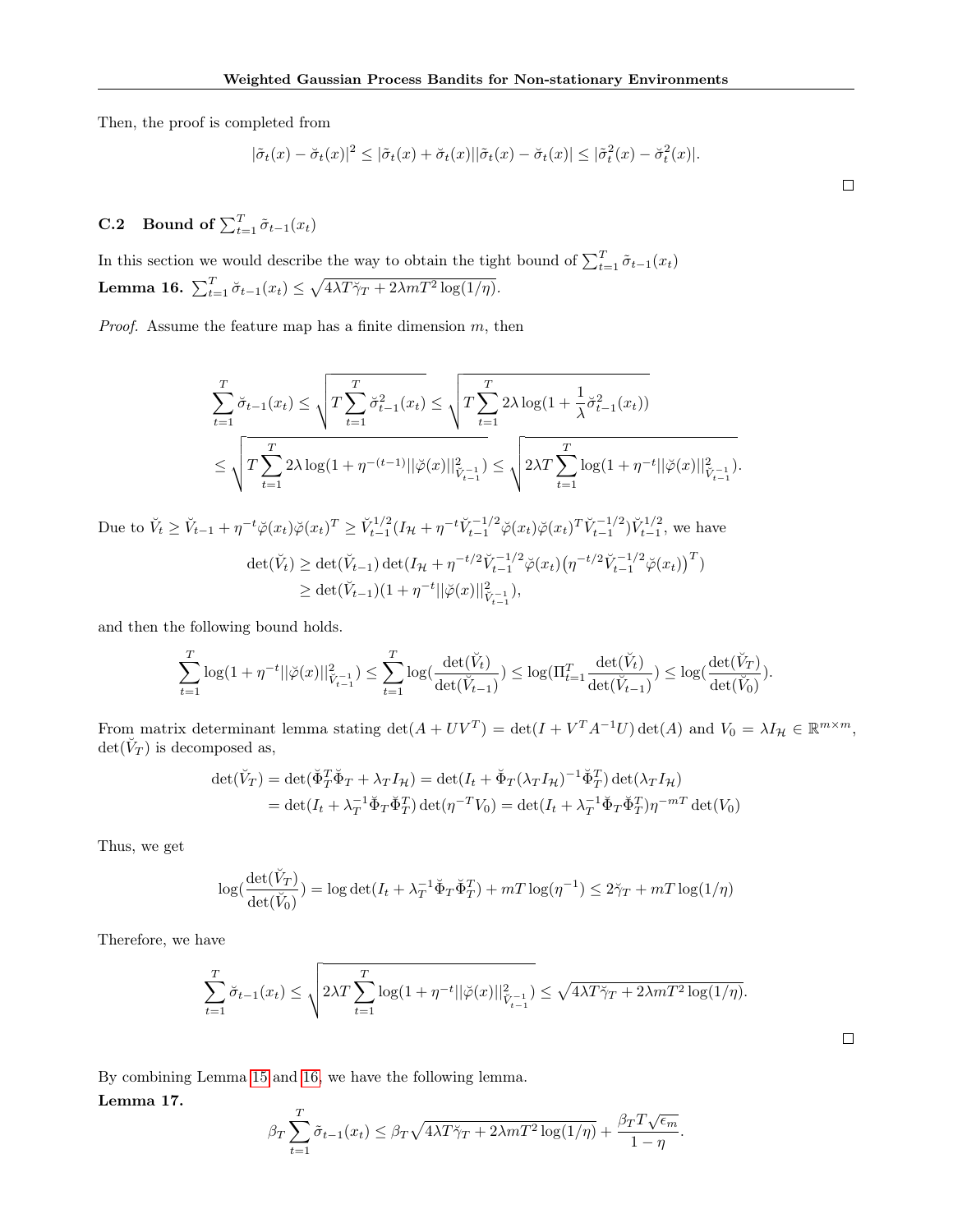Then, the proof is completed from

$$|\tilde{\sigma}_t(x) - \breve{\sigma}_t(x)|^2 \leq |\tilde{\sigma}_t(x) + \breve{\sigma}_t(x)||\tilde{\sigma}_t(x) - \breve{\sigma}_t(x)| \leq |\tilde{\sigma}_t^2(x) - \breve{\sigma}_t^2(x)|.$$

□

### C.2 Bound of $\sum_{t=1}^T \tilde{\sigma}_{t-1}(x_t)$

In this section we would describe the way to obtain the tight bound of $\sum_{t=1}^T \tilde{\sigma}_{t-1}(x_t)$

**Lemma 16.** $\sum_{t=1}^T \breve{\sigma}_{t-1}(x_t) \leq \sqrt{4\lambda T \breve{\gamma}_T + 2\lambda m T^2 \log(1/\eta)}$.

*Proof.* Assume the feature map has a finite dimension $m$, then

$$\begin{aligned}
\sum_{t=1}^T \breve{\sigma}_{t-1}(x_t) &\leq \sqrt{T \sum_{t=1}^T \breve{\sigma}_{t-1}^2(x_t)} \leq \sqrt{T \sum_{t=1}^T 2\lambda \log(1 + \frac{1}{\lambda}\breve{\sigma}_{t-1}^2(x_t))} \\
&\leq \sqrt{T \sum_{t=1}^T 2\lambda \log(1 + \eta^{-(t-1)} ||\breve{\varphi}(x)||^2_{\breve{V}_{t-1}^{-1}})} \leq \sqrt{2\lambda T \sum_{t=1}^T \log(1 + \eta^{-t} ||\breve{\varphi}(x)||^2_{\breve{V}_{t-1}^{-1}})}.
\end{aligned}$$

Due to $\breve{V}_t \geq \breve{V}_{t-1} + \eta^{-t}\breve{\varphi}(x_t)\breve{\varphi}(x_t)^T \geq \breve{V}_{t-1}^{1/2}(I_{\mathcal{H}} + \eta^{-t}\breve{V}_{t-1}^{-1/2}\breve{\varphi}(x_t)\breve{\varphi}(x_t)^T \breve{V}_{t-1}^{-1/2})\breve{V}_{t-1}^{1/2}$, we have

$$\begin{aligned}
\det(\breve{V}_t) &\geq \det(\breve{V}_{t-1}) \det(I_{\mathcal{H}} + \eta^{-t/2}\breve{V}_{t-1}^{-1/2}\breve{\varphi}(x_t)\big(\eta^{-t/2}\breve{V}_{t-1}^{-1/2}\breve{\varphi}(x_t)\big)^T) \\
&\geq \det(\breve{V}_{t-1})(1 + \eta^{-t}||\breve{\varphi}(x)||^2_{\breve{V}_{t-1}^{-1}}),
\end{aligned}$$

and then the following bound holds.

$$\sum_{t=1}^T \log(1 + \eta^{-t}||\breve{\varphi}(x)||^2_{\breve{V}_{t-1}^{-1}}) \leq \sum_{t=1}^T \log(\frac{\det(\breve{V}_t)}{\det(\breve{V}_{t-1})}) \leq \log(\Pi_{t=1}^T \frac{\det(\breve{V}_t)}{\det(\breve{V}_{t-1})}) \leq \log(\frac{\det(\breve{V}_T)}{\det(\breve{V}_0)}).$$

From matrix determinant lemma stating $\det(A + UV^T) = \det(I + V^T A^{-1} U)\det(A)$ and $V_0 = \lambda I_{\mathcal{H}} \in \mathbb{R}^{m \times m}$, $\det(\breve{V}_T)$ is decomposed as,

$$\begin{aligned}
\det(\breve{V}_T) &= \det(\breve{\Phi}_T^T \breve{\Phi}_T + \lambda_T I_{\mathcal{H}}) = \det(I_t + \breve{\Phi}_T(\lambda_T I_{\mathcal{H}})^{-1}\breve{\Phi}_T^T)\det(\lambda_T I_{\mathcal{H}}) \\
&= \det(I_t + \lambda_T^{-1}\breve{\Phi}_T\breve{\Phi}_T^T)\det(\eta^{-T}V_0) = \det(I_t + \lambda_T^{-1}\breve{\Phi}_T\breve{\Phi}_T^T)\eta^{-mT}\det(V_0)
\end{aligned}$$

Thus, we get

$$\log(\frac{\det(\breve{V}_T)}{\det(\breve{V}_0)}) = \log\det(I_t + \lambda_T^{-1}\breve{\Phi}_T\breve{\Phi}_T^T) + mT\log(\eta^{-1}) \leq 2\breve{\gamma}_T + mT\log(1/\eta)$$

Therefore, we have

$$\sum_{t=1}^T \breve{\sigma}_{t-1}(x_t) \leq \sqrt{2\lambda T \sum_{t=1}^T \log(1 + \eta^{-t}||\breve{\varphi}(x)||^2_{\breve{V}_{t-1}^{-1}})} \leq \sqrt{4\lambda T \breve{\gamma}_T + 2\lambda m T^2 \log(1/\eta)}.$$

□

By combining Lemma 15 and 16, we have the following lemma.

**Lemma 17.**

$$\beta_T \sum_{t=1}^T \tilde{\sigma}_{t-1}(x_t) \leq \beta_T \sqrt{4\lambda T \breve{\gamma}_T + 2\lambda m T^2 \log(1/\eta)} + \frac{\beta_T T \sqrt{\epsilon_m}}{1 - \eta}.$$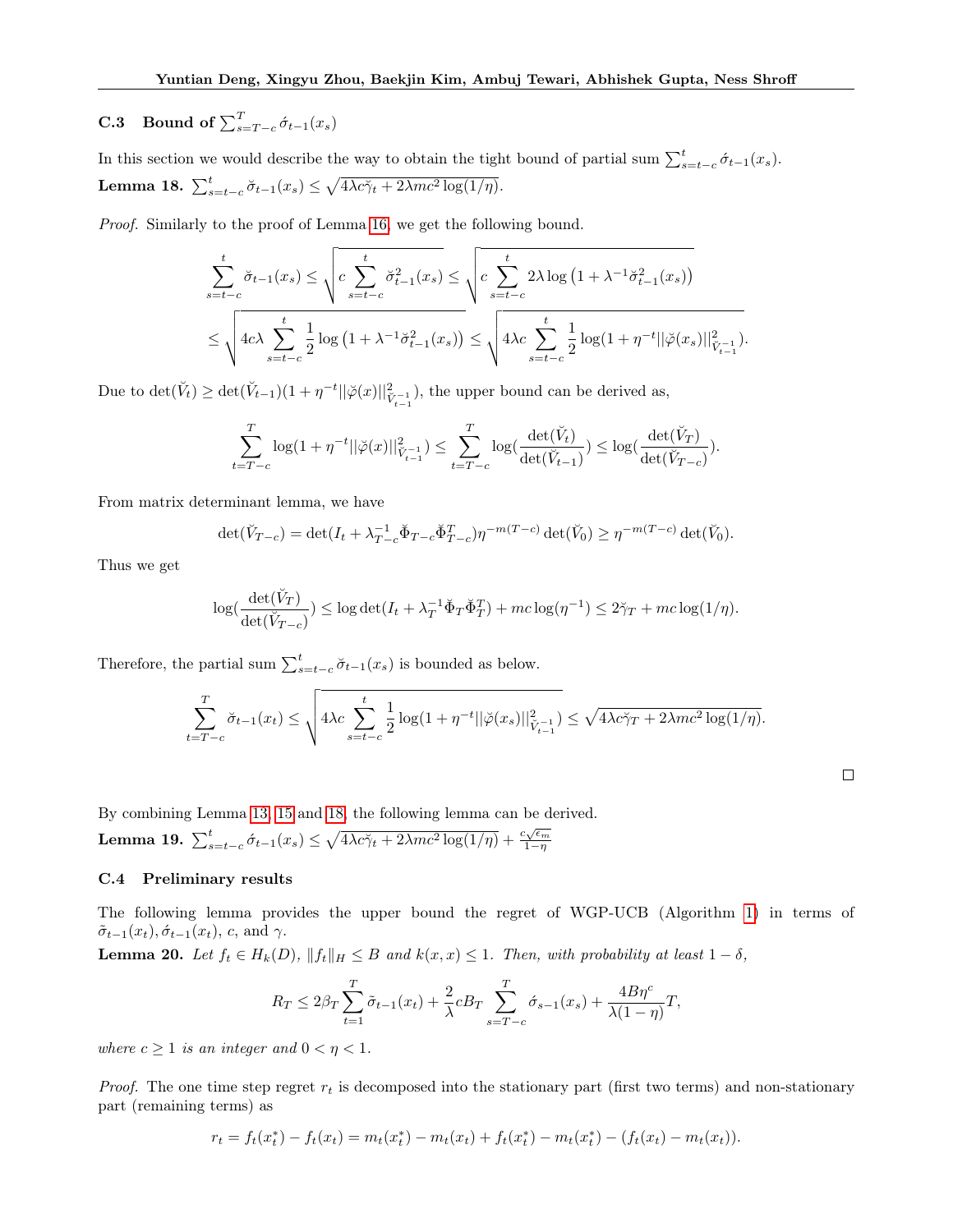### C.3 Bound of $\sum_{s=T-c}^{T} \acute{\sigma}_{t-1}(x_s)$

In this section we would describe the way to obtain the tight bound of partial sum $\sum_{s=t-c}^{t} \acute{\sigma}_{t-1}(x_s)$.

**Lemma 18.** $\sum_{s=t-c}^{t} \breve{\sigma}_{t-1}(x_s) \leq \sqrt{4\lambda c \breve{\gamma}_t + 2\lambda m c^2 \log(1/\eta)}$.

*Proof.* Similarly to the proof of Lemma 16, we get the following bound.

$$\sum_{s=t-c}^{t} \breve{\sigma}_{t-1}(x_s) \leq \sqrt{c \sum_{s=t-c}^{t} \breve{\sigma}_{t-1}^2(x_s)} \leq \sqrt{c \sum_{s=t-c}^{t} 2\lambda \log\left(1 + \lambda^{-1} \breve{\sigma}_{t-1}^2(x_s)\right)}$$

$$\leq \sqrt{4c\lambda \sum_{s=t-c}^{t} \frac{1}{2} \log\left(1 + \lambda^{-1} \breve{\sigma}_{t-1}^2(x_s)\right)} \leq \sqrt{4\lambda c \sum_{s=t-c}^{t} \frac{1}{2} \log(1 + \eta^{-t} ||\breve{\varphi}(x_s)||^2_{\breve{V}_{t-1}^{-1}})}.$$

Due to $\det(\breve{V}_t) \geq \det(\breve{V}_{t-1})(1 + \eta^{-t}||\breve{\varphi}(x)||^2_{\breve{V}_{t-1}^{-1}})$, the upper bound can be derived as,

$$\sum_{t=T-c}^{T} \log(1 + \eta^{-t}||\breve{\varphi}(x)||^2_{\breve{V}_{t-1}^{-1}}) \leq \sum_{t=T-c}^{T} \log(\frac{\det(\breve{V}_t)}{\det(\breve{V}_{t-1})}) \leq \log(\frac{\det(\breve{V}_T)}{\det(\breve{V}_{T-c})}).$$

From matrix determinant lemma, we have

$$\det(\breve{V}_{T-c}) = \det(I_t + \lambda_{T-c}^{-1} \breve{\Phi}_{T-c} \breve{\Phi}_{T-c}^T) \eta^{-m(T-c)} \det(\breve{V}_0) \geq \eta^{-m(T-c)} \det(\breve{V}_0).$$

Thus we get

$$\log(\frac{\det(\breve{V}_T)}{\det(\breve{V}_{T-c})}) \leq \log\det(I_t + \lambda_T^{-1} \breve{\Phi}_T \breve{\Phi}_T^T) + mc \log(\eta^{-1}) \leq 2\breve{\gamma}_T + mc \log(1/\eta).$$

Therefore, the partial sum $\sum_{s=t-c}^{t} \breve{\sigma}_{t-1}(x_s)$ is bounded as below.

$$\sum_{t=T-c}^{T} \breve{\sigma}_{t-1}(x_t) \leq \sqrt{4\lambda c \sum_{s=t-c}^{t} \frac{1}{2} \log(1 + \eta^{-t}||\breve{\varphi}(x_s)||^2_{\breve{V}_{t-1}^{-1}})} \leq \sqrt{4\lambda c \breve{\gamma}_T + 2\lambda m c^2 \log(1/\eta)}.$$

□

By combining Lemma 13, 15 and 18, the following lemma can be derived.

**Lemma 19.** $\sum_{s=t-c}^{t} \acute{\sigma}_{t-1}(x_s) \leq \sqrt{4\lambda c \breve{\gamma}_t + 2\lambda m c^2 \log(1/\eta)} + \frac{c\sqrt{\epsilon_m}}{1-\eta}$

### C.4 Preliminary results

The following lemma provides the upper bound the regret of WGP-UCB (Algorithm 1) in terms of $\tilde{\sigma}_{t-1}(x_t), \acute{\sigma}_{t-1}(x_t)$, $c$, and $\gamma$.

**Lemma 20.** *Let $f_t \in H_k(D)$, $\|f_t\|_H \leq B$ and $k(x,x) \leq 1$. Then, with probability at least $1 - \delta$,*

$$R_T \leq 2\beta_T \sum_{t=1}^{T} \tilde{\sigma}_{t-1}(x_t) + \frac{2}{\lambda} c B_T \sum_{s=T-c}^{T} \acute{\sigma}_{s-1}(x_s) + \frac{4B\eta^c}{\lambda(1-\eta)} T,$$

*where $c \geq 1$ is an integer and $0 < \eta < 1$.*

*Proof.* The one time step regret $r_t$ is decomposed into the stationary part (first two terms) and non-stationary part (remaining terms) as

$$r_t = f_t(x_t^*) - f_t(x_t) = m_t(x_t^*) - m_t(x_t) + f_t(x_t^*) - m_t(x_t^*) - (f_t(x_t) - m_t(x_t)).$$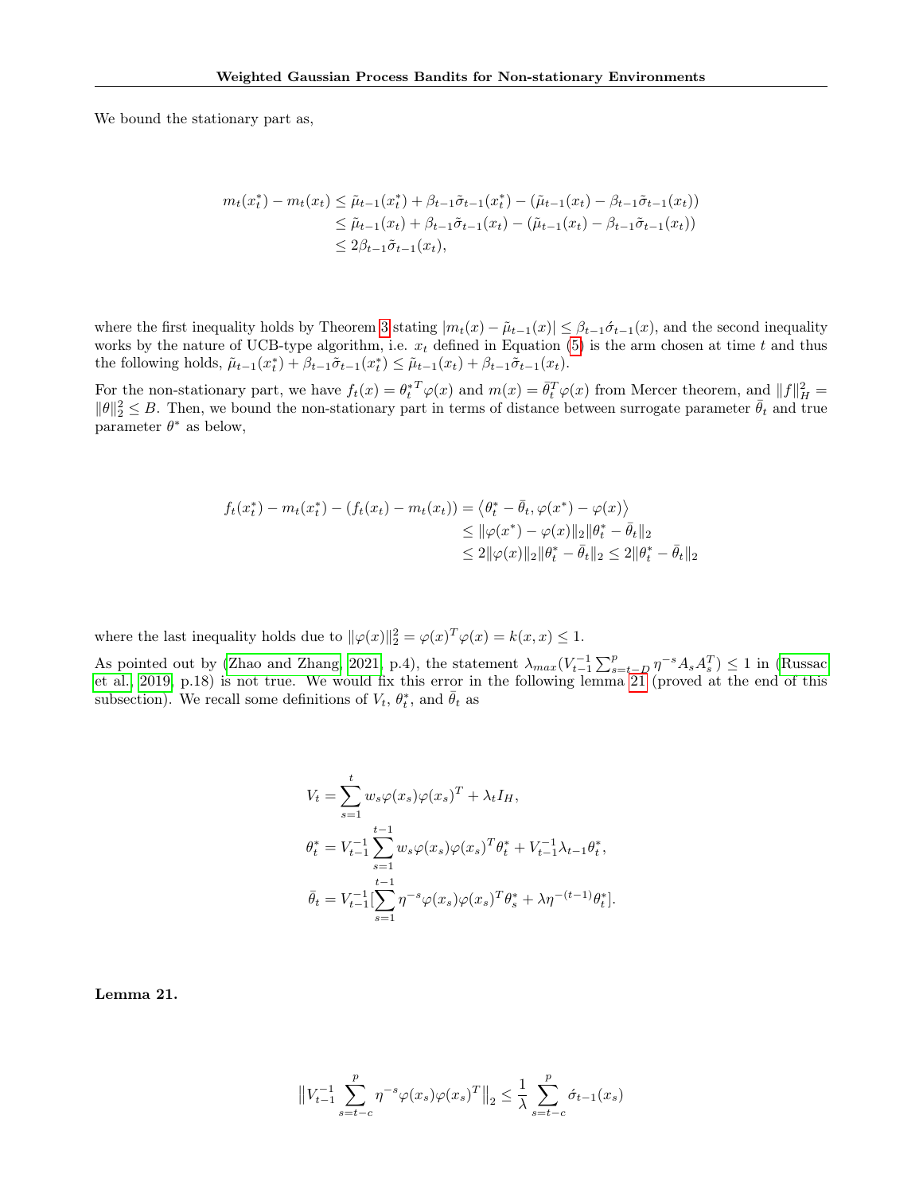We bound the stationary part as,

$$
\begin{aligned}
m_t(x_t^*) - m_t(x_t) &\leq \tilde{\mu}_{t-1}(x_t^*) + \beta_{t-1}\tilde{\sigma}_{t-1}(x_t^*) - (\tilde{\mu}_{t-1}(x_t) - \beta_{t-1}\tilde{\sigma}_{t-1}(x_t)) \\
&\leq \tilde{\mu}_{t-1}(x_t) + \beta_{t-1}\tilde{\sigma}_{t-1}(x_t) - (\tilde{\mu}_{t-1}(x_t) - \beta_{t-1}\tilde{\sigma}_{t-1}(x_t)) \\
&\leq 2\beta_{t-1}\tilde{\sigma}_{t-1}(x_t),
\end{aligned}
$$

where the first inequality holds by Theorem 3 stating $|m_t(x) - \tilde{\mu}_{t-1}(x)| \leq \beta_{t-1}\acute{\sigma}_{t-1}(x)$, and the second inequality works by the nature of UCB-type algorithm, i.e. $x_t$ defined in Equation (5) is the arm chosen at time $t$ and thus the following holds, $\tilde{\mu}_{t-1}(x_t^*) + \beta_{t-1}\tilde{\sigma}_{t-1}(x_t^*) \leq \tilde{\mu}_{t-1}(x_t) + \beta_{t-1}\tilde{\sigma}_{t-1}(x_t)$.

For the non-stationary part, we have $f_t(x) = {\theta_t^*}^T\varphi(x)$ and $m(x) = \bar{\theta}_t^T\varphi(x)$ from Mercer theorem, and $\|f\|_H^2 = \|\theta\|_2^2 \leq B$. Then, we bound the non-stationary part in terms of distance between surrogate parameter $\bar{\theta}_t$ and true parameter $\theta^*$ as below,

$$
\begin{aligned}
f_t(x_t^*) - m_t(x_t^*) - (f_t(x_t) - m_t(x_t)) &= \left\langle \theta_t^* - \bar{\theta}_t, \varphi(x^*) - \varphi(x) \right\rangle \\
&\leq \|\varphi(x^*) - \varphi(x)\|_2 \|\theta_t^* - \bar{\theta}_t\|_2 \\
&\leq 2\|\varphi(x)\|_2 \|\theta_t^* - \bar{\theta}_t\|_2 \leq 2\|\theta_t^* - \bar{\theta}_t\|_2
\end{aligned}
$$

where the last inequality holds due to $\|\varphi(x)\|_2^2 = \varphi(x)^T\varphi(x) = k(x,x) \leq 1$.

As pointed out by (Zhao and Zhang, 2021, p.4), the statement $\lambda_{max}(V_{t-1}^{-1}\sum_{s=t-D}^{p}\eta^{-s}A_sA_s^T) \leq 1$ in (Russac et al., 2019, p.18) is not true. We would fix this error in the following lemma 21 (proved at the end of this subsection). We recall some definitions of $V_t$, $\theta_t^*$, and $\bar{\theta}_t$ as

$$
\begin{aligned}
V_t &= \sum_{s=1}^{t} w_s\varphi(x_s)\varphi(x_s)^T + \lambda_t I_H, \\
\theta_t^* &= V_{t-1}^{-1}\sum_{s=1}^{t-1} w_s\varphi(x_s)\varphi(x_s)^T\theta_t^* + V_{t-1}^{-1}\lambda_{t-1}\theta_t^*, \\
\bar{\theta}_t &= V_{t-1}^{-1}\Big[\sum_{s=1}^{t-1}\eta^{-s}\varphi(x_s)\varphi(x_s)^T\theta_s^* + \lambda\eta^{-(t-1)}\theta_t^*\Big].
\end{aligned}
$$

**Lemma 21.**

$$
\Big\|V_{t-1}^{-1}\sum_{s=t-c}^{p}\eta^{-s}\varphi(x_s)\varphi(x_s)^T\Big\|_2 \leq \frac{1}{\lambda}\sum_{s=t-c}^{p}\acute{\sigma}_{t-1}(x_s)
$$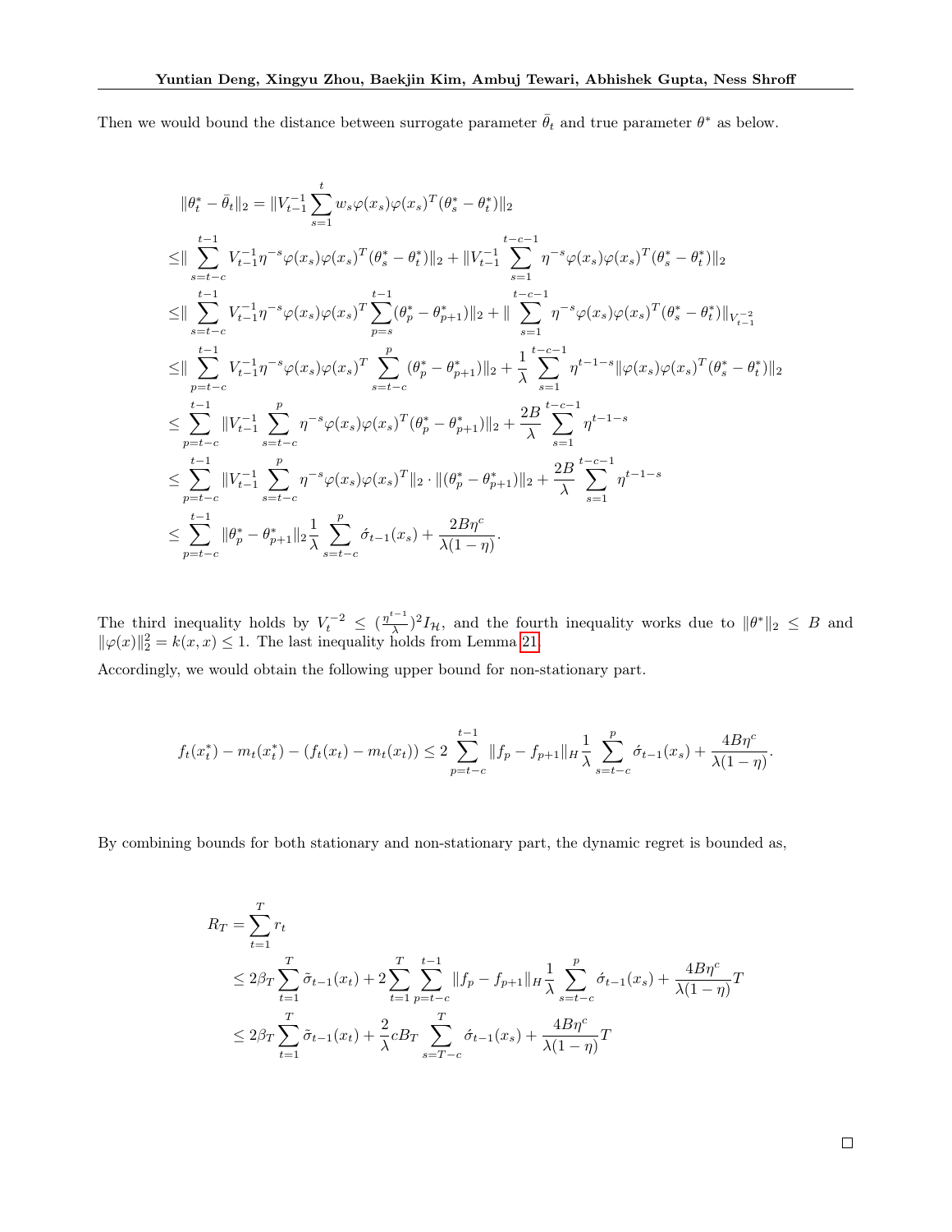Then we would bound the distance between surrogate parameter $\bar{\theta}_t$ and true parameter $\theta^*$ as below.

$$
\begin{aligned}
&\|\theta_t^* - \bar{\theta}_t\|_2 = \|V_{t-1}^{-1}\sum_{s=1}^{t} w_s \varphi(x_s)\varphi(x_s)^T(\theta_s^* - \theta_t^*)\|_2 \\
\leq &\| \sum_{s=t-c}^{t-1} V_{t-1}^{-1}\eta^{-s}\varphi(x_s)\varphi(x_s)^T(\theta_s^* - \theta_t^*)\|_2 + \|V_{t-1}^{-1}\sum_{s=1}^{t-c-1}\eta^{-s}\varphi(x_s)\varphi(x_s)^T(\theta_s^* - \theta_t^*)\|_2 \\
\leq &\| \sum_{s=t-c}^{t-1} V_{t-1}^{-1}\eta^{-s}\varphi(x_s)\varphi(x_s)^T\sum_{p=s}^{t-1}(\theta_p^* - \theta_{p+1}^*)\|_2 + \|\sum_{s=1}^{t-c-1}\eta^{-s}\varphi(x_s)\varphi(x_s)^T(\theta_s^* - \theta_t^*)\|_{V_{t-1}^{-2}} \\
\leq &\| \sum_{p=t-c}^{t-1} V_{t-1}^{-1}\eta^{-s}\varphi(x_s)\varphi(x_s)^T\sum_{s=t-c}^{p}(\theta_p^* - \theta_{p+1}^*)\|_2 + \frac{1}{\lambda}\sum_{s=1}^{t-c-1}\eta^{t-1-s}\|\varphi(x_s)\varphi(x_s)^T(\theta_s^* - \theta_t^*)\|_2 \\
\leq &\sum_{p=t-c}^{t-1}\|V_{t-1}^{-1}\sum_{s=t-c}^{p}\eta^{-s}\varphi(x_s)\varphi(x_s)^T(\theta_p^* - \theta_{p+1}^*)\|_2 + \frac{2B}{\lambda}\sum_{s=1}^{t-c-1}\eta^{t-1-s} \\
\leq &\sum_{p=t-c}^{t-1}\|V_{t-1}^{-1}\sum_{s=t-c}^{p}\eta^{-s}\varphi(x_s)\varphi(x_s)^T\|_2 \cdot \|(\theta_p^* - \theta_{p+1}^*)\|_2 + \frac{2B}{\lambda}\sum_{s=1}^{t-c-1}\eta^{t-1-s} \\
\leq &\sum_{p=t-c}^{t-1}\|\theta_p^* - \theta_{p+1}^*\|_2 \frac{1}{\lambda}\sum_{s=t-c}^{p}\acute{\sigma}_{t-1}(x_s) + \frac{2B\eta^c}{\lambda(1-\eta)}.
\end{aligned}
$$

The third inequality holds by $V_t^{-2} \leq (\frac{\eta^{t-1}}{\lambda})^2 I_{\mathcal{H}}$, and the fourth inequality works due to $\|\theta^*\|_2 \leq B$ and $\|\varphi(x)\|_2^2 = k(x,x) \leq 1$. The last inequality holds from Lemma 21.

Accordingly, we would obtain the following upper bound for non-stationary part.

$$
f_t(x_t^*) - m_t(x_t^*) - (f_t(x_t) - m_t(x_t)) \leq 2\sum_{p=t-c}^{t-1}\|f_p - f_{p+1}\|_H \frac{1}{\lambda}\sum_{s=t-c}^{p}\acute{\sigma}_{t-1}(x_s) + \frac{4B\eta^c}{\lambda(1-\eta)}.
$$

By combining bounds for both stationary and non-stationary part, the dynamic regret is bounded as,

$$
\begin{aligned}
R_T &= \sum_{t=1}^{T} r_t \\
&\leq 2\beta_T \sum_{t=1}^{T}\tilde{\sigma}_{t-1}(x_t) + 2\sum_{t=1}^{T}\sum_{p=t-c}^{t-1}\|f_p - f_{p+1}\|_H \frac{1}{\lambda}\sum_{s=t-c}^{p}\acute{\sigma}_{t-1}(x_s) + \frac{4B\eta^c}{\lambda(1-\eta)}T \\
&\leq 2\beta_T \sum_{t=1}^{T}\tilde{\sigma}_{t-1}(x_t) + \frac{2}{\lambda}cB_T\sum_{s=T-c}^{T}\acute{\sigma}_{t-1}(x_s) + \frac{4B\eta^c}{\lambda(1-\eta)}T
\end{aligned}
$$

□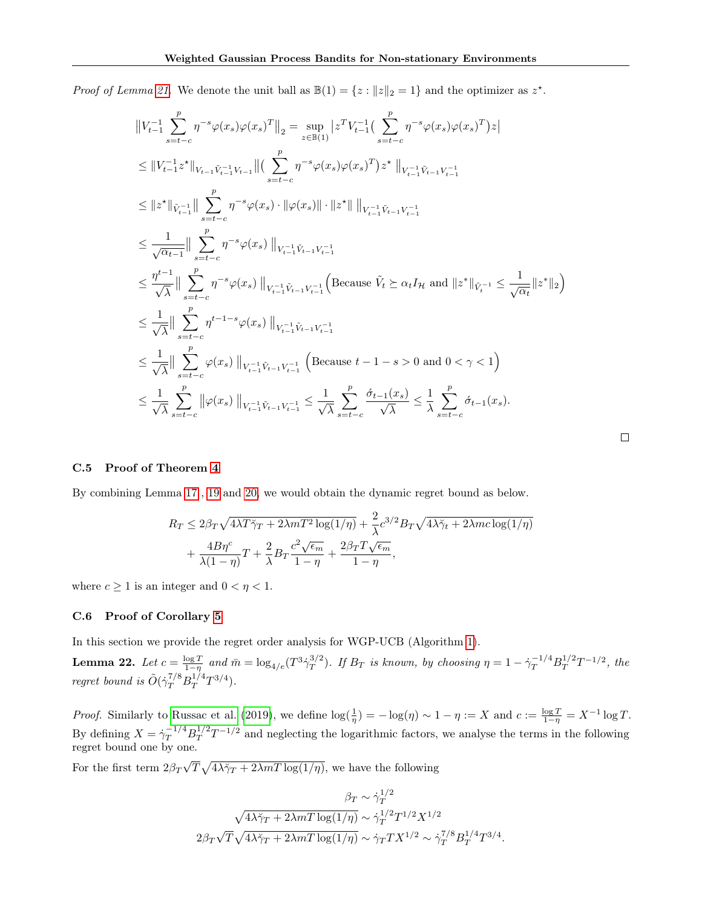*Proof of Lemma 21.* We denote the unit ball as $\mathbb{B}(1) = \{z : \|z\|_2 = 1\}$ and the optimizer as $z^\star$.

$$
\begin{aligned}
&\left\|V_{t-1}^{-1}\sum_{s=t-c}^{p}\eta^{-s}\varphi(x_s)\varphi(x_s)^T\right\|_2 = \sup_{z\in\mathbb{B}(1)}\left|z^T V_{t-1}^{-1}\Big(\sum_{s=t-c}^{p}\eta^{-s}\varphi(x_s)\varphi(x_s)^T\Big)z\right| \\
&\le \|V_{t-1}^{-1}z^\star\|_{V_{t-1}\tilde{V}_{t-1}^{-1}V_{t-1}}\Big\|\Big(\sum_{s=t-c}^{p}\eta^{-s}\varphi(x_s)\varphi(x_s)^T\Big)z^\star\Big\|_{V_{t-1}^{-1}\tilde{V}_{t-1}V_{t-1}^{-1}} \\
&\le \|z^\star\|_{\tilde{V}_{t-1}^{-1}}\Big\|\sum_{s=t-c}^{p}\eta^{-s}\varphi(x_s)\cdot\|\varphi(x_s)\|\cdot\|z^\star\|\Big\|_{V_{t-1}^{-1}\tilde{V}_{t-1}V_{t-1}^{-1}} \\
&\le \frac{1}{\sqrt{\alpha_{t-1}}}\Big\|\sum_{s=t-c}^{p}\eta^{-s}\varphi(x_s)\Big\|_{V_{t-1}^{-1}\tilde{V}_{t-1}V_{t-1}^{-1}} \\
&\le \frac{\eta^{t-1}}{\sqrt{\lambda}}\Big\|\sum_{s=t-c}^{p}\eta^{-s}\varphi(x_s)\Big\|_{V_{t-1}^{-1}\tilde{V}_{t-1}V_{t-1}^{-1}}\Big(\text{Because } \tilde{V}_t \succeq \alpha_t I_{\mathcal{H}} \text{ and } \|z^*\|_{\tilde{V}_t^{-1}} \le \frac{1}{\sqrt{\alpha_t}}\|z^*\|_2\Big) \\
&\le \frac{1}{\sqrt{\lambda}}\Big\|\sum_{s=t-c}^{p}\eta^{t-1-s}\varphi(x_s)\Big\|_{V_{t-1}^{-1}\tilde{V}_{t-1}V_{t-1}^{-1}} \\
&\le \frac{1}{\sqrt{\lambda}}\Big\|\sum_{s=t-c}^{p}\varphi(x_s)\Big\|_{V_{t-1}^{-1}\tilde{V}_{t-1}V_{t-1}^{-1}}\ \Big(\text{Because } t-1-s>0 \text{ and } 0<\gamma<1\Big) \\
&\le \frac{1}{\sqrt{\lambda}}\sum_{s=t-c}^{p}\big\|\varphi(x_s)\big\|_{V_{t-1}^{-1}\tilde{V}_{t-1}V_{t-1}^{-1}} \le \frac{1}{\sqrt{\lambda}}\sum_{s=t-c}^{p}\frac{\acute{\sigma}_{t-1}(x_s)}{\sqrt{\lambda}} \le \frac{1}{\lambda}\sum_{s=t-c}^{p}\acute{\sigma}_{t-1}(x_s).
\end{aligned}
$$

□

### C.5 Proof of Theorem 4

By combining Lemma 17 , 19 and 20, we would obtain the dynamic regret bound as below.

$$
\begin{aligned}
R_T \le\ & 2\beta_T\sqrt{4\lambda T\breve{\gamma}_T + 2\lambda m T^2\log(1/\eta)} + \frac{2}{\lambda}c^{3/2}B_T\sqrt{4\lambda\breve{\gamma}_t + 2\lambda mc\log(1/\eta)} \\
&+ \frac{4B\eta^c}{\lambda(1-\eta)}T + \frac{2}{\lambda}B_T\frac{c^2\sqrt{\epsilon_m}}{1-\eta} + \frac{2\beta_T T\sqrt{\epsilon_m}}{1-\eta},
\end{aligned}
$$

where $c \ge 1$ is an integer and $0 < \eta < 1$.

### C.6 Proof of Corollary 5

In this section we provide the regret order analysis for WGP-UCB (Algorithm 1).

**Lemma 22.** *Let $c = \frac{\log T}{1-\eta}$ and $\bar{m} = \log_{4/e}(T^3\dot{\gamma}_T^{3/2})$. If $B_T$ is known, by choosing $\eta = 1 - \dot{\gamma}_T^{-1/4}B_T^{1/2}T^{-1/2}$, the regret bound is $\tilde{O}(\dot{\gamma}_T^{7/8}B_T^{1/4}T^{3/4})$.*

*Proof.* Similarly to Russac et al. (2019), we define $\log(\frac{1}{\eta}) = -\log(\eta) \sim 1-\eta := X$ and $c := \frac{\log T}{1-\eta} = X^{-1}\log T$. By defining $X = \dot{\gamma}_T^{-1/4}B_T^{1/2}T^{-1/2}$ and neglecting the logarithmic factors, we analyse the terms in the following regret bound one by one.

For the first term $2\beta_T\sqrt{T}\sqrt{4\lambda\breve{\gamma}_T + 2\lambda mT\log(1/\eta)}$, we have the following

$$
\begin{aligned}
\beta_T &\sim \dot{\gamma}_T^{1/2} \\
\sqrt{4\lambda\breve{\gamma}_T + 2\lambda mT\log(1/\eta)} &\sim \dot{\gamma}_T^{1/2}T^{1/2}X^{1/2} \\
2\beta_T\sqrt{T}\sqrt{4\lambda\breve{\gamma}_T + 2\lambda mT\log(1/\eta)} &\sim \dot{\gamma}_T T X^{1/2} \sim \dot{\gamma}_T^{7/8}B_T^{1/4}T^{3/4}.
\end{aligned}
$$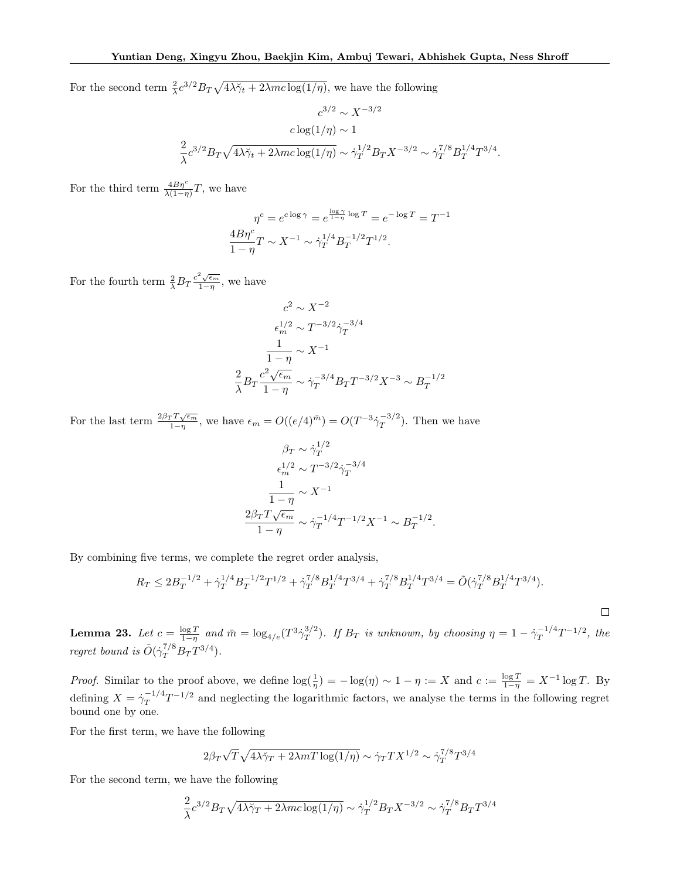For the second term $\frac{2}{\lambda}c^{3/2}B_T\sqrt{4\lambda\check{\gamma}_t + 2\lambda mc\log(1/\eta)}$, we have the following

$$c^{3/2} \sim X^{-3/2}$$
$$c\log(1/\eta) \sim 1$$
$$\frac{2}{\lambda}c^{3/2}B_T\sqrt{4\lambda\check{\gamma}_t + 2\lambda mc\log(1/\eta)} \sim \dot{\gamma}_T^{1/2}B_T X^{-3/2} \sim \dot{\gamma}_T^{7/8}B_T^{1/4}T^{3/4}.$$

For the third term $\frac{4B\eta^c}{\lambda(1-\eta)}T$, we have

$$\eta^c = e^{c\log\gamma} = e^{\frac{\log\gamma}{1-\eta}\log T} = e^{-\log T} = T^{-1}$$
$$\frac{4B\eta^c}{1-\eta}T \sim X^{-1} \sim \dot{\gamma}_T^{1/4}B_T^{-1/2}T^{1/2}.$$

For the fourth term $\frac{2}{\lambda}B_T\frac{c^2\sqrt{\epsilon_m}}{1-\eta}$, we have

$$c^2 \sim X^{-2}$$
$$\epsilon_m^{1/2} \sim T^{-3/2}\dot{\gamma}_T^{-3/4}$$
$$\frac{1}{1-\eta} \sim X^{-1}$$
$$\frac{2}{\lambda}B_T\frac{c^2\sqrt{\epsilon_m}}{1-\eta} \sim \dot{\gamma}_T^{-3/4}B_T T^{-3/2}X^{-3} \sim B_T^{-1/2}$$

For the last term $\frac{2\beta_T T\sqrt{\epsilon_m}}{1-\eta}$, we have $\epsilon_m = O((e/4)^{\bar{m}}) = O(T^{-3}\dot{\gamma}_T^{-3/2})$. Then we have

$$\beta_T \sim \dot{\gamma}_T^{1/2}$$
$$\epsilon_m^{1/2} \sim T^{-3/2}\dot{\gamma}_T^{-3/4}$$
$$\frac{1}{1-\eta} \sim X^{-1}$$
$$\frac{2\beta_T T\sqrt{\epsilon_m}}{1-\eta} \sim \dot{\gamma}_T^{-1/4}T^{-1/2}X^{-1} \sim B_T^{-1/2}.$$

By combining five terms, we complete the regret order analysis,

$$R_T \le 2B_T^{-1/2} + \dot{\gamma}_T^{1/4}B_T^{-1/2}T^{1/2} + \dot{\gamma}_T^{7/8}B_T^{1/4}T^{3/4} + \dot{\gamma}_T^{7/8}B_T^{1/4}T^{3/4} = \tilde{O}(\dot{\gamma}_T^{7/8}B_T^{1/4}T^{3/4}).$$

□

**Lemma 23.** *Let $c = \frac{\log T}{1-\eta}$ and $\bar{m} = \log_{4/e}(T^3\dot{\gamma}_T^{3/2})$. If $B_T$ is unknown, by choosing $\eta = 1 - \dot{\gamma}_T^{-1/4}T^{-1/2}$, the regret bound is $\tilde{O}(\dot{\gamma}_T^{7/8}B_T T^{3/4})$.*

*Proof.* Similar to the proof above, we define $\log(\frac{1}{\eta}) = -\log(\eta) \sim 1-\eta := X$ and $c := \frac{\log T}{1-\eta} = X^{-1}\log T$. By defining $X = \dot{\gamma}_T^{-1/4}T^{-1/2}$ and neglecting the logarithmic factors, we analyse the terms in the following regret bound one by one.

For the first term, we have the following

$$2\beta_T\sqrt{T}\sqrt{4\lambda\check{\gamma}_T + 2\lambda mT\log(1/\eta)} \sim \dot{\gamma}_T T X^{1/2} \sim \dot{\gamma}_T^{7/8}T^{3/4}$$

For the second term, we have the following

$$\frac{2}{\lambda}c^{3/2}B_T\sqrt{4\lambda\check{\gamma}_T + 2\lambda mc\log(1/\eta)} \sim \dot{\gamma}_T^{1/2}B_T X^{-3/2} \sim \dot{\gamma}_T^{7/8}B_T T^{3/4}$$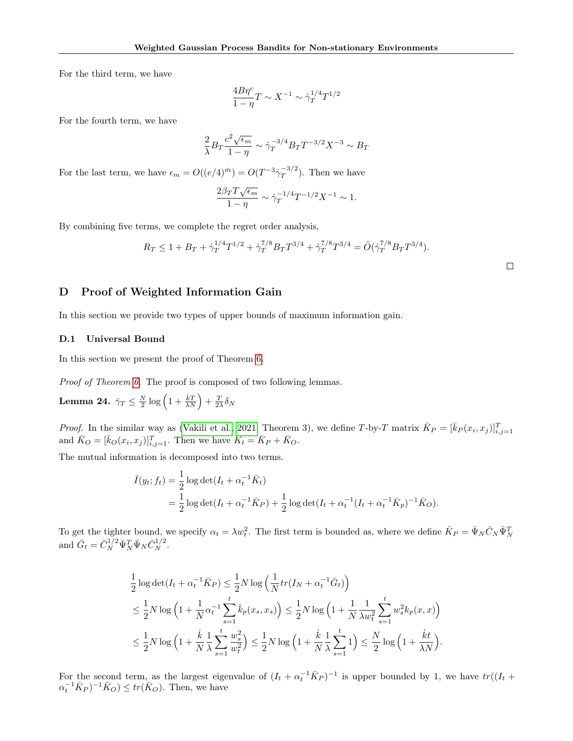For the third term, we have

$$\frac{4B\eta^c}{1-\eta}T \sim X^{-1} \sim \dot{\gamma}_T^{1/4}T^{1/2}$$

For the fourth term, we have

$$\frac{2}{\lambda}B_T\frac{c^2\sqrt{\epsilon_m}}{1-\eta} \sim \dot{\gamma}_T^{-3/4}B_T T^{-3/2}X^{-3} \sim B_T$$

For the last term, we have $\epsilon_m = O((e/4)^{\bar{m}}) = O(T^{-3}\dot{\gamma}_T^{-3/2})$. Then we have

$$\frac{2\beta_T T\sqrt{\epsilon_m}}{1-\eta} \sim \dot{\gamma}_T^{-1/4}T^{-1/2}X^{-1} \sim 1.$$

By combining five terms, we complete the regret order analysis,

$$R_T \leq 1 + B_T + \dot{\gamma}_T^{1/4}T^{1/2} + \dot{\gamma}_T^{7/8}B_T T^{3/4} + \dot{\gamma}_T^{7/8}T^{3/4} = \tilde{O}(\dot{\gamma}_T^{7/8}B_T T^{3/4}).$$

□

# D Proof of Weighted Information Gain

In this section we provide two types of upper bounds of maximum information gain.

## D.1 Universal Bound

In this section we present the proof of Theorem 6.

*Proof of Theorem 6.* The proof is composed of two following lemmas.

**Lemma 24.** $\bar{\gamma}_T \leq \frac{N}{2}\log\left(1 + \frac{\dot{k}T}{\lambda N}\right) + \frac{T}{2\lambda}\delta_N$

*Proof.* In the similar way as (Vakili et al., 2021, Theorem 3), we define $T$-by-$T$ matrix $\bar{K}_P = [\bar{k}_P(x_i, x_j)]_{i,j=1}^T$ and $\bar{K}_O = [\bar{k}_O(x_i, x_j)]_{i,j=1}^T$. Then we have $\bar{K}_t = \bar{K}_P + \bar{K}_O$.

The mutual information is decomposed into two terms.

$$\begin{aligned}
\bar{I}(y_t; f_t) &= \frac{1}{2}\log\det(I_t + \alpha_t^{-1}\bar{K}_t) \\
&= \frac{1}{2}\log\det(I_t + \alpha_t^{-1}\bar{K}_P) + \frac{1}{2}\log\det(I_t + \alpha_t^{-1}(I_t + \alpha_t^{-1}\bar{K}_p)^{-1}\bar{K}_O).
\end{aligned}$$

To get the tighter bound, we specify $\alpha_t = \lambda w_t^2$. The first term is bounded as, where we define $\bar{K}_P = \bar{\Psi}_N\bar{C}_N\bar{\Psi}_N^T$ and $\bar{G}_t = \bar{C}_N^{1/2}\bar{\Psi}_N^T\bar{\Psi}_N\bar{C}_N^{1/2}$.

$$\begin{aligned}
&\frac{1}{2}\log\det(I_t + \alpha_t^{-1}\bar{K}_P) \leq \frac{1}{2}N\log\left(\frac{1}{N}tr(I_N + \alpha_t^{-1}\bar{G}_t)\right) \\
&\leq \frac{1}{2}N\log\left(1 + \frac{1}{N}\alpha_t^{-1}\sum_{s=1}^t \bar{k}_p(x_s, x_s)\right) \leq \frac{1}{2}N\log\left(1 + \frac{1}{N}\frac{1}{\lambda w_t^2}\sum_{s=1}^t w_s^2 k_p(x, x)\right) \\
&\leq \frac{1}{2}N\log\left(1 + \frac{\dot{k}}{N}\frac{1}{\lambda}\sum_{s=1}^t \frac{w_s^2}{w_t^2}\right) \leq \frac{1}{2}N\log\left(1 + \frac{\dot{k}}{N}\frac{1}{\lambda}\sum_{s=1}^t 1\right) \leq \frac{N}{2}\log\left(1 + \frac{\dot{k}t}{\lambda N}\right).
\end{aligned}$$

For the second term, as the largest eigenvalue of $(I_t + \alpha_t^{-1}\bar{K}_P)^{-1}$ is upper bounded by 1, we have $tr((I_t + \alpha_t^{-1}\bar{K}_P)^{-1}\bar{K}_O) \leq tr(\bar{K}_O)$. Then, we have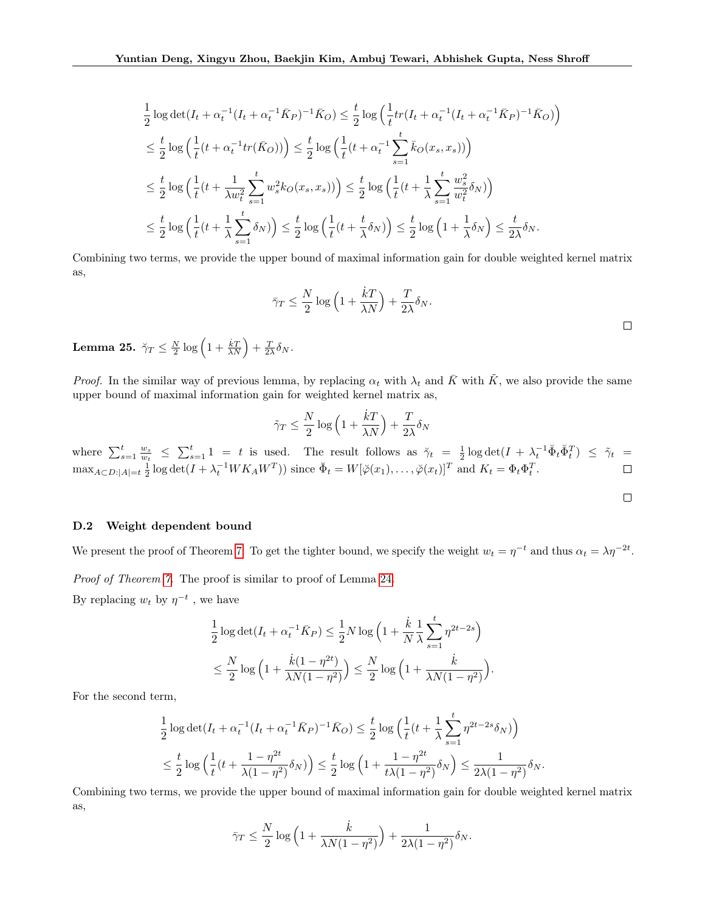$$
\begin{aligned}
&\frac{1}{2}\log\det(I_t+\alpha_t^{-1}(I_t+\alpha_t^{-1}\bar{K}_P)^{-1}\bar{K}_O) \leq \frac{t}{2}\log\Big(\frac{1}{t}tr(I_t+\alpha_t^{-1}(I_t+\alpha_t^{-1}\bar{K}_P)^{-1}\bar{K}_O)\Big) \\
&\leq \frac{t}{2}\log\Big(\frac{1}{t}(t+\alpha_t^{-1}tr(\bar{K}_O))\Big) \leq \frac{t}{2}\log\Big(\frac{1}{t}(t+\alpha_t^{-1}\sum_{s=1}^{t}\bar{k}_O(x_s,x_s))\Big) \\
&\leq \frac{t}{2}\log\Big(\frac{1}{t}(t+\frac{1}{\lambda w_t^2}\sum_{s=1}^{t}w_s^2 k_O(x_s,x_s))\Big) \leq \frac{t}{2}\log\Big(\frac{1}{t}(t+\frac{1}{\lambda}\sum_{s=1}^{t}\frac{w_s^2}{w_t^2}\delta_N)\Big) \\
&\leq \frac{t}{2}\log\Big(\frac{1}{t}(t+\frac{1}{\lambda}\sum_{s=1}^{t}\delta_N)\Big) \leq \frac{t}{2}\log\Big(\frac{1}{t}(t+\frac{t}{\lambda}\delta_N)\Big) \leq \frac{t}{2}\log\Big(1+\frac{1}{\lambda}\delta_N\Big) \leq \frac{t}{2\lambda}\delta_N.
\end{aligned}
$$

Combining two terms, we provide the upper bound of maximal information gain for double weighted kernel matrix as,

$$
\bar{\gamma}_T \leq \frac{N}{2}\log\Big(1+\frac{\dot{k}T}{\lambda N}\Big)+\frac{T}{2\lambda}\delta_N.
$$

□

**Lemma 25.** $\check{\gamma}_T \leq \frac{N}{2}\log\Big(1+\frac{\dot{k}T}{\lambda N}\Big)+\frac{T}{2\lambda}\delta_N$.

*Proof.* In the similar way of previous lemma, by replacing $\alpha_t$ with $\lambda_t$ and $\bar{K}$ with $\tilde{K}$, we also provide the same upper bound of maximal information gain for weighted kernel matrix as,

$$
\tilde{\gamma}_T \leq \frac{N}{2}\log\Big(1+\frac{\dot{k}T}{\lambda N}\Big)+\frac{T}{2\lambda}\delta_N
$$

where $\sum_{s=1}^{t}\frac{w_s}{w_t} \leq \sum_{s=1}^{t}1 = t$ is used. The result follows as $\check{\gamma}_t = \frac{1}{2}\log\det(I+\lambda_t^{-1}\check{\Phi}_t\check{\Phi}_t^T) \leq \tilde{\gamma}_t = \max_{A\subset D:|A|=t}\frac{1}{2}\log\det(I+\lambda_t^{-1}WK_AW^T))$ since $\check{\Phi}_t = W[\check{\varphi}(x_1),\ldots,\check{\varphi}(x_t)]^T$ and $K_t=\Phi_t\Phi_t^T$. □

□

### D.2 Weight dependent bound

We present the proof of Theorem 7. To get the tighter bound, we specify the weight $w_t=\eta^{-t}$ and thus $\alpha_t=\lambda\eta^{-2t}$.

*Proof of Theorem 7.* The proof is similar to proof of Lemma 24.

By replacing $w_t$ by $\eta^{-t}$ , we have

$$
\begin{aligned}
\frac{1}{2}\log\det(I_t+\alpha_t^{-1}\bar{K}_P) &\leq \frac{1}{2}N\log\Big(1+\frac{\dot{k}}{N}\frac{1}{\lambda}\sum_{s=1}^{t}\eta^{2t-2s}\Big) \\
&\leq \frac{N}{2}\log\Big(1+\frac{\dot{k}(1-\eta^{2t})}{\lambda N(1-\eta^2)}\Big) \leq \frac{N}{2}\log\Big(1+\frac{\dot{k}}{\lambda N(1-\eta^2)}\Big).
\end{aligned}
$$

For the second term,

$$
\begin{aligned}
\frac{1}{2}\log\det(I_t+\alpha_t^{-1}(I_t+\alpha_t^{-1}\bar{K}_P)^{-1}\bar{K}_O) &\leq \frac{t}{2}\log\Big(\frac{1}{t}(t+\frac{1}{\lambda}\sum_{s=1}^{t}\eta^{2t-2s}\delta_N)\Big) \\
&\leq \frac{t}{2}\log\Big(\frac{1}{t}(t+\frac{1-\eta^{2t}}{\lambda(1-\eta^2)}\delta_N)\Big) \leq \frac{t}{2}\log\Big(1+\frac{1-\eta^{2t}}{t\lambda(1-\eta^2)}\delta_N\Big) \leq \frac{1}{2\lambda(1-\eta^2)}\delta_N.
\end{aligned}
$$

Combining two terms, we provide the upper bound of maximal information gain for double weighted kernel matrix as,

$$
\bar{\gamma}_T \leq \frac{N}{2}\log\Big(1+\frac{\dot{k}}{\lambda N(1-\eta^2)}\Big)+\frac{1}{2\lambda(1-\eta^2)}\delta_N.
$$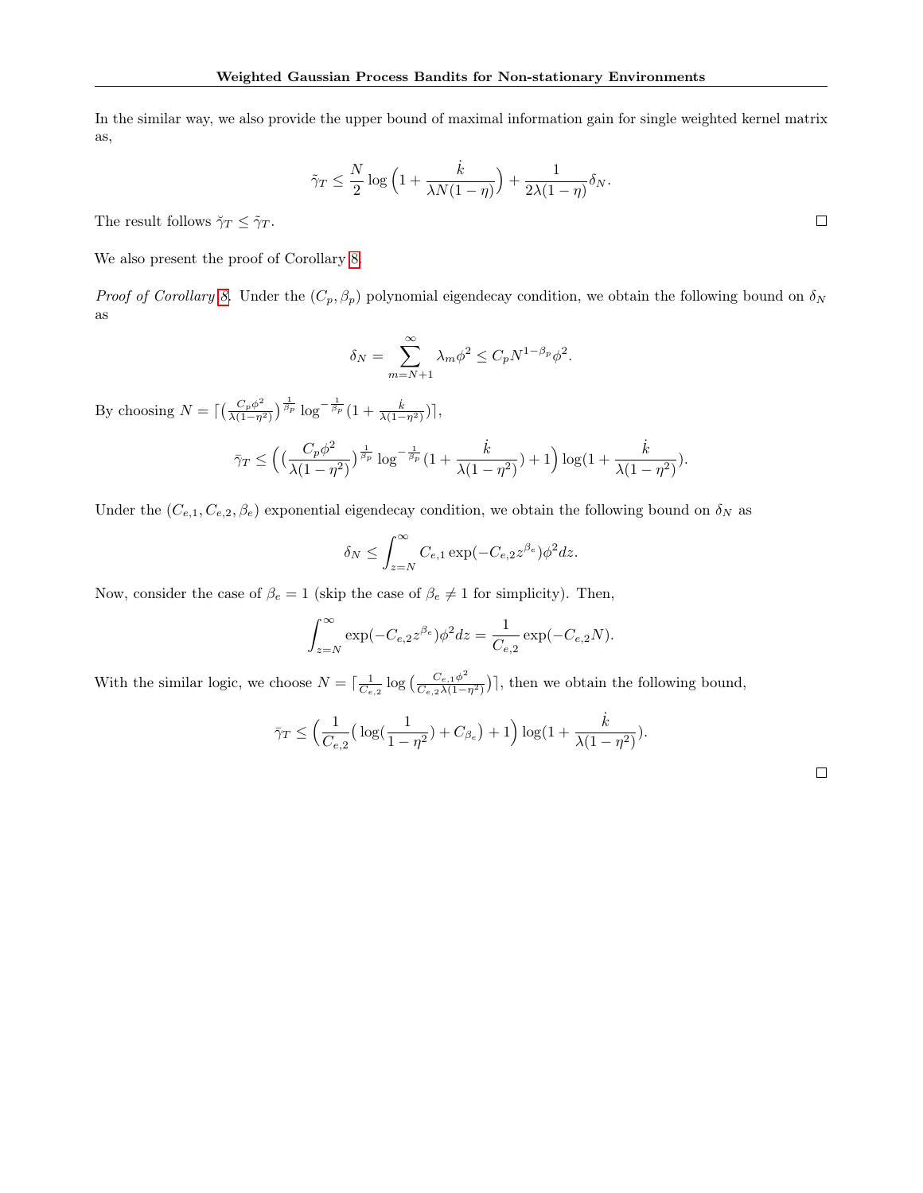In the similar way, we also provide the upper bound of maximal information gain for single weighted kernel matrix as,

$$
\tilde{\gamma}_T \leq \frac{N}{2} \log\Big(1 + \frac{\dot{k}}{\lambda N(1-\eta)}\Big) + \frac{1}{2\lambda(1-\eta)}\delta_N.
$$

The result follows $\breve{\gamma}_T \leq \tilde{\gamma}_T$. $\square$

We also present the proof of Corollary 8.

*Proof of Corollary 8.* Under the $(C_p, \beta_p)$ polynomial eigendecay condition, we obtain the following bound on $\delta_N$ as

$$
\delta_N = \sum_{m=N+1}^{\infty} \lambda_m \phi^2 \leq C_p N^{1-\beta_p} \phi^2.
$$

By choosing $N = \lceil \big(\frac{C_p \phi^2}{\lambda(1-\eta^2)}\big)^{\frac{1}{\beta_p}} \log^{-\frac{1}{\beta_p}}(1 + \frac{\dot{k}}{\lambda(1-\eta^2)}) \rceil$,

$$
\bar{\gamma}_T \leq \Big( \big(\frac{C_p \phi^2}{\lambda(1-\eta^2)}\big)^{\frac{1}{\beta_p}} \log^{-\frac{1}{\beta_p}}(1 + \frac{\dot{k}}{\lambda(1-\eta^2)}) + 1 \Big) \log(1 + \frac{\dot{k}}{\lambda(1-\eta^2)}).
$$

Under the $(C_{e,1}, C_{e,2}, \beta_e)$ exponential eigendecay condition, we obtain the following bound on $\delta_N$ as

$$
\delta_N \leq \int_{z=N}^{\infty} C_{e,1} \exp(-C_{e,2} z^{\beta_e}) \phi^2 dz.
$$

Now, consider the case of $\beta_e = 1$ (skip the case of $\beta_e \neq 1$ for simplicity). Then,

$$
\int_{z=N}^{\infty} \exp(-C_{e,2} z^{\beta_e}) \phi^2 dz = \frac{1}{C_{e,2}} \exp(-C_{e,2} N).
$$

With the similar logic, we choose $N = \lceil \frac{1}{C_{e,2}} \log\big(\frac{C_{e,1}\phi^2}{C_{e,2}\lambda(1-\eta^2)}\big) \rceil$, then we obtain the following bound,

$$
\bar{\gamma}_T \leq \Big( \frac{1}{C_{e,2}} \big( \log(\frac{1}{1-\eta^2}) + C_{\beta_e} \big) + 1 \Big) \log(1 + \frac{\dot{k}}{\lambda(1-\eta^2)}).
$$

$\square$